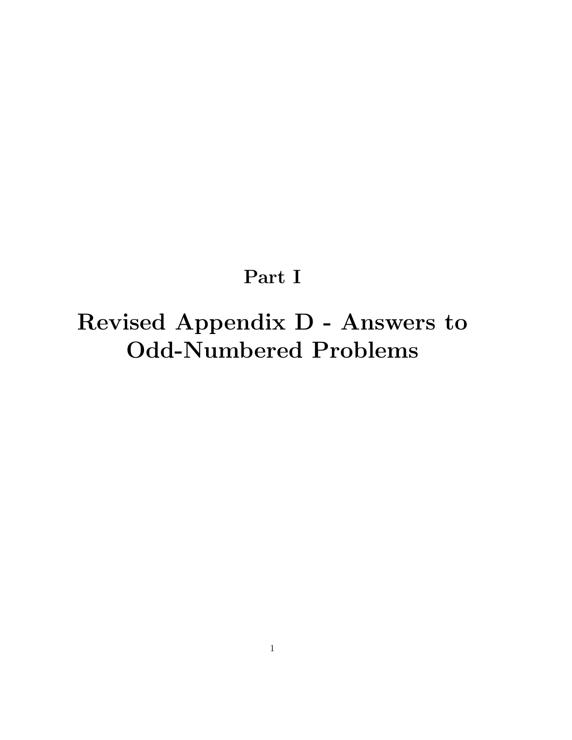# Part I

# Revised Appendix D - Answers to Odd-Numbered Problems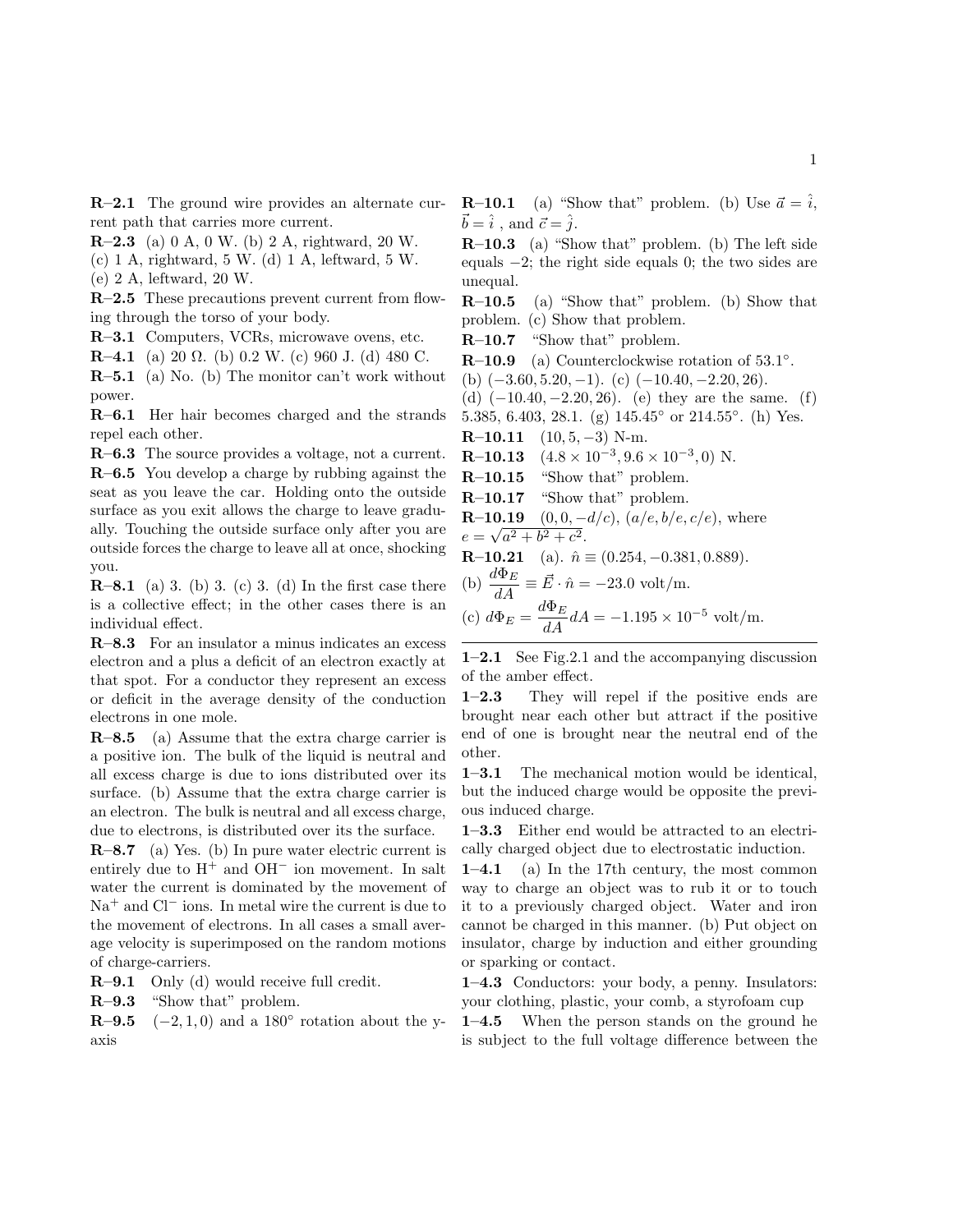**R–2.1** The ground wire provides an alternate current path that carries more current.

**R–2.3** (a) 0 A, 0 W. (b) 2 A, rightward, 20 W. (c) 1 A, rightward, 5 W. (d) 1 A, leftward, 5 W. (e) 2 A, leftward, 20 W.

**R–2.5** These precautions prevent current from flowing through the torso of your body.

**R–3.1** Computers, VCRs, microwave ovens, etc.

**R–4.1** (a) 20 Ω. (b) 0.2 W. (c) 960 J. (d) 480 C.

**R–5.1** (a) No. (b) The monitor can't work without power.

**R–6.1** Her hair becomes charged and the strands repel each other.

**R–6.3** The source provides a voltage, not a current.

**R–6.5** You develop a charge by rubbing against the seat as you leave the car. Holding onto the outside surface as you exit allows the charge to leave gradually. Touching the outside surface only after you are outside forces the charge to leave all at once, shocking you.

**R–8.1** (a) 3. (b) 3. (c) 3. (d) In the first case there is a collective effect; in the other cases there is an individual effect.

**R–8.3** For an insulator a minus indicates an excess electron and a plus a deficit of an electron exactly at that spot. For a conductor they represent an excess or deficit in the average density of the conduction electrons in one mole.

**R–8.5** (a) Assume that the extra charge carrier is a positive ion. The bulk of the liquid is neutral and all excess charge is due to ions distributed over its surface. (b) Assume that the extra charge carrier is an electron. The bulk is neutral and all excess charge, due to electrons, is distributed over its the surface.

**R–8.7** (a) Yes. (b) In pure water electric current is entirely due to $H^+$ and $OH^-$ ion movement. In salt water the current is dominated by the movement of $Na^+$ and $Cl^-$ ions. In metal wire the current is due to the movement of electrons. In all cases a small average velocity is superimposed on the random motions of charge-carriers.

**R–9.1** Only (d) would receive full credit.

**R–9.3** "Show that" problem.

**R–9.5** $(-2, 1, 0)$ and a 180° rotation about the y-axis

**R–10.1** (a) "Show that" problem. (b) Use $\vec{a} = \hat{i}$, $\vec{b} = \hat{i}$ , and $\vec{c} = \hat{j}$.

**R–10.3** (a) "Show that" problem. (b) The left side equals $-2$; the right side equals 0; the two sides are unequal.

**R–10.5** (a) "Show that" problem. (b) Show that problem. (c) Show that problem.

**R–10.7** "Show that" problem.

**R–10.9** (a) Counterclockwise rotation of 53.1°. (b) $(-3.60, 5.20, -1)$. (c) $(-10.40, -2.20, 26)$. (d) $(-10.40, -2.20, 26)$. (e) they are the same. (f) 5.385, 6.403, 28.1. (g) 145.45° or 214.55°. (h) Yes.

**R–10.11** $(10, 5, -3)$ N-m.

**R–10.13** $(4.8 \times 10^{-3}, 9.6 \times 10^{-3}, 0)$ N.

**R–10.15** "Show that" problem.

**R–10.17** "Show that" problem.

**R–10.19** $(0, 0, -d/c)$, $(a/e, b/e, c/e)$, where $e = \sqrt{a^2 + b^2 + c^2}$.

**R–10.21** (a). $\hat{n} \equiv (0.254, -0.381, 0.889)$.
(b) $\dfrac{d\Phi_E}{dA} \equiv \vec{E} \cdot \hat{n} = -23.0$ volt/m.
(c) $d\Phi_E = \dfrac{d\Phi_E}{dA} dA = -1.195 \times 10^{-5}$ volt/m.

---

**1–2.1** See Fig.2.1 and the accompanying discussion of the amber effect.

**1–2.3** They will repel if the positive ends are brought near each other but attract if the positive end of one is brought near the neutral end of the other.

**1–3.1** The mechanical motion would be identical, but the induced charge would be opposite the previous induced charge.

**1–3.3** Either end would be attracted to an electrically charged object due to electrostatic induction.

**1–4.1** (a) In the 17th century, the most common way to charge an object was to rub it or to touch it to a previously charged object. Water and iron cannot be charged in this manner. (b) Put object on insulator, charge by induction and either grounding or sparking or contact.

**1–4.3** Conductors: your body, a penny. Insulators: your clothing, plastic, your comb, a styrofoam cup

**1–4.5** When the person stands on the ground he is subject to the full voltage difference between the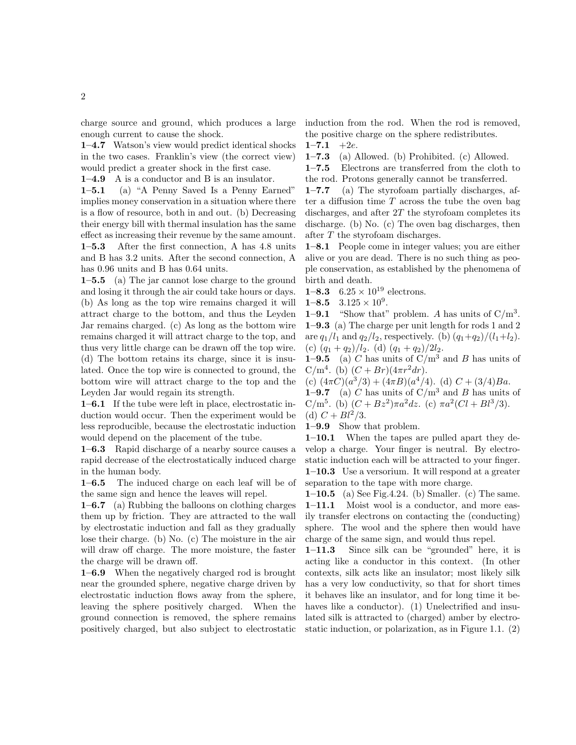charge source and ground, which produces a large enough current to cause the shock.

**1–4.7** Watson's view would predict identical shocks in the two cases. Franklin's view (the correct view) would predict a greater shock in the first case.

**1–4.9** A is a conductor and B is an insulator.

**1–5.1** (a) "A Penny Saved Is a Penny Earned" implies money conservation in a situation where there is a flow of resource, both in and out. (b) Decreasing their energy bill with thermal insulation has the same effect as increasing their revenue by the same amount.

**1–5.3** After the first connection, A has 4.8 units and B has 3.2 units. After the second connection, A has 0.96 units and B has 0.64 units.

**1–5.5** (a) The jar cannot lose charge to the ground and losing it through the air could take hours or days. (b) As long as the top wire remains charged it will attract charge to the bottom, and thus the Leyden Jar remains charged. (c) As long as the bottom wire remains charged it will attract charge to the top, and thus very little charge can be drawn off the top wire. (d) The bottom retains its charge, since it is insulated. Once the top wire is connected to ground, the bottom wire will attract charge to the top and the Leyden Jar would regain its strength.

**1–6.1** If the tube were left in place, electrostatic induction would occur. Then the experiment would be less reproducible, because the electrostatic induction would depend on the placement of the tube.

**1–6.3** Rapid discharge of a nearby source causes a rapid decrease of the electrostatically induced charge in the human body.

**1–6.5** The induced charge on each leaf will be of the same sign and hence the leaves will repel.

**1–6.7** (a) Rubbing the balloons on clothing charges them up by friction. They are attracted to the wall by electrostatic induction and fall as they gradually lose their charge. (b) No. (c) The moisture in the air will draw off charge. The more moisture, the faster the charge will be drawn off.

**1–6.9** When the negatively charged rod is brought near the grounded sphere, negative charge driven by electrostatic induction flows away from the sphere, leaving the sphere positively charged. When the ground connection is removed, the sphere remains positively charged, but also subject to electrostatic induction from the rod. When the rod is removed, the positive charge on the sphere redistributes.

**1–7.1** $+2e$.

**1–7.3** (a) Allowed. (b) Prohibited. (c) Allowed.

**1–7.5** Electrons are transferred from the cloth to the rod. Protons generally cannot be transferred.

**1–7.7** (a) The styrofoam partially discharges, after a diffusion time $T$ across the tube the oven bag discharges, and after $2T$ the styrofoam completes its discharge. (b) No. (c) The oven bag discharges, then after $T$ the styrofoam discharges.

**1–8.1** People come in integer values; you are either alive or you are dead. There is no such thing as people conservation, as established by the phenomena of birth and death.

**1–8.3** $6.25 \times 10^{19}$ electrons.

**1–8.5** $3.125 \times 10^{9}$.

**1–9.1** "Show that" problem. $A$ has units of C/m$^3$.

**1–9.3** (a) The charge per unit length for rods 1 and 2 are $q_1/l_1$ and $q_2/l_2$, respectively. (b) $(q_1+q_2)/(l_1+l_2)$. (c) $(q_1+q_2)/l_2$. (d) $(q_1+q_2)/2l_2$.

**1–9.5** (a) $C$ has units of C/m$^3$ and $B$ has units of C/m$^4$. (b) $(C+Br)(4\pi r^2 dr)$. (c) $(4\pi C)(a^3/3) + (4\pi B)(a^4/4)$. (d) $C + (3/4)Ba$.

**1–9.7** (a) $C$ has units of C/m$^3$ and $B$ has units of C/m$^5$. (b) $(C+Bz^2)\pi a^2 dz$. (c) $\pi a^2(Cl + Bl^3/3)$. (d) $C + Bl^2/3$.

**1–9.9** Show that problem.

**1–10.1** When the tapes are pulled apart they develop a charge. Your finger is neutral. By electrostatic induction each will be attracted to your finger.

**1–10.3** Use a versorium. It will respond at a greater separation to the tape with more charge.

**1–10.5** (a) See Fig.4.24. (b) Smaller. (c) The same.

**1–11.1** Moist wool is a conductor, and more easily transfer electrons on contacting the (conducting) sphere. The wool and the sphere then would have charge of the same sign, and would thus repel.

**1–11.3** Since silk can be "grounded" here, it is acting like a conductor in this context. (In other contexts, silk acts like an insulator; most likely silk has a very low conductivity, so that for short times it behaves like an insulator, and for long time it behaves like a conductor). (1) Unelectrified and insulated silk is attracted to (charged) amber by electrostatic induction, or polarization, as in Figure 1.1. (2)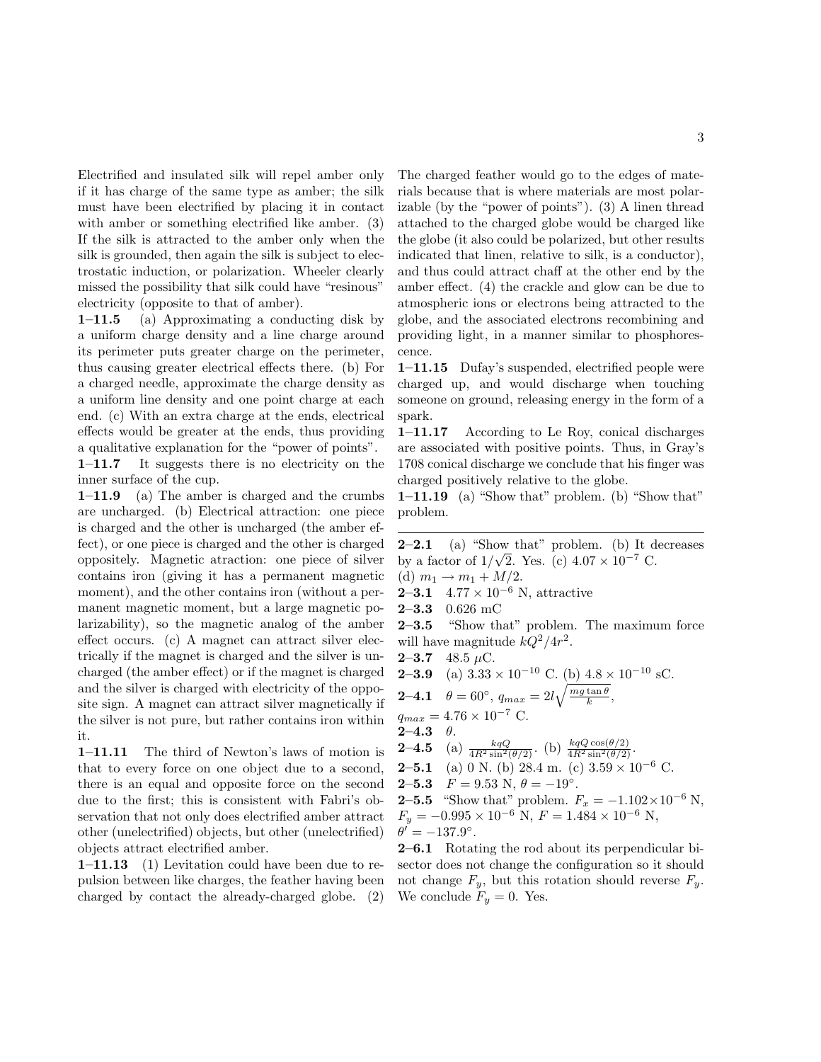Electrified and insulated silk will repel amber only if it has charge of the same type as amber; the silk must have been electrified by placing it in contact with amber or something electrified like amber. (3) If the silk is attracted to the amber only when the silk is grounded, then again the silk is subject to electrostatic induction, or polarization. Wheeler clearly missed the possibility that silk could have "resinous" electricity (opposite to that of amber).

**1–11.5** (a) Approximating a conducting disk by a uniform charge density and a line charge around its perimeter puts greater charge on the perimeter, thus causing greater electrical effects there. (b) For a charged needle, approximate the charge density as a uniform line density and one point charge at each end. (c) With an extra charge at the ends, electrical effects would be greater at the ends, thus providing a qualitative explanation for the "power of points".

**1–11.7** It suggests there is no electricity on the inner surface of the cup.

**1–11.9** (a) The amber is charged and the crumbs are uncharged. (b) Electrical attraction: one piece is charged and the other is uncharged (the amber effect), or one piece is charged and the other is charged oppositely. Magnetic attraction: one piece of silver contains iron (giving it has a permanent magnetic moment), and the other contains iron (without a permanent magnetic moment, but a large magnetic polarizability), so the magnetic analog of the amber effect occurs. (c) A magnet can attract silver electrically if the magnet is charged and the silver is uncharged (the amber effect) or if the magnet is charged and the silver is charged with electricity of the opposite sign. A magnet can attract silver magnetically if the silver is not pure, but rather contains iron within it.

**1–11.11** The third of Newton's laws of motion is that to every force on one object due to a second, there is an equal and opposite force on the second due to the first; this is consistent with Fabri's observation that not only does electrified amber attract other (unelectrified) objects, but other (unelectrified) objects attract electrified amber.

**1–11.13** (1) Levitation could have been due to repulsion between like charges, the feather having been charged by contact the already-charged globe. (2) The charged feather would go to the edges of materials because that is where materials are most polarizable (by the "power of points"). (3) A linen thread attached to the charged globe would be charged like the globe (it also could be polarized, but other results indicated that linen, relative to silk, is a conductor), and thus could attract chaff at the other end by the amber effect. (4) the crackle and glow can be due to atmospheric ions or electrons being attracted to the globe, and the associated electrons recombining and providing light, in a manner similar to phosphorescence.

**1–11.15** Dufay's suspended, electrified people were charged up, and would discharge when touching someone on ground, releasing energy in the form of a spark.

**1–11.17** According to Le Roy, conical discharges are associated with positive points. Thus, in Gray's 1708 conical discharge we conclude that his finger was charged positively relative to the globe.

**1–11.19** (a) "Show that" problem. (b) "Show that" problem.

---

**2–2.1** (a) "Show that" problem. (b) It decreases by a factor of $1/\sqrt{2}$. Yes. (c) $4.07 \times 10^{-7}$ C. (d) $m_1 \to m_1 + M/2$.

**2–3.1** $4.77 \times 10^{-6}$ N, attractive

**2–3.3** 0.626 mC

**2–3.5** "Show that" problem. The maximum force will have magnitude $kQ^2/4r^2$.

**2–3.7** 48.5 $\mu$C.

**2–3.9** (a) $3.33 \times 10^{-10}$ C. (b) $4.8 \times 10^{-10}$ sC.

**2–4.1** $\theta = 60^\circ$, $q_{max} = 2l\sqrt{\frac{mg\tan\theta}{k}}$, $q_{max} = 4.76 \times 10^{-7}$ C.

**2–4.3** $\theta$.

**2–4.5** (a) $\frac{kqQ}{4R^2\sin^2(\theta/2)}$. (b) $\frac{kqQ\cos(\theta/2)}{4R^2\sin^2(\theta/2)}$.

**2–5.1** (a) 0 N. (b) 28.4 m. (c) $3.59 \times 10^{-6}$ C.

**2–5.3** $F = 9.53$ N, $\theta = -19^\circ$.

**2–5.5** "Show that" problem. $F_x = -1.102 \times 10^{-6}$ N, $F_y = -0.995 \times 10^{-6}$ N, $F = 1.484 \times 10^{-6}$ N, $\theta' = -137.9^\circ$.

**2–6.1** Rotating the rod about its perpendicular bisector does not change the configuration so it should not change $F_y$, but this rotation should reverse $F_y$. We conclude $F_y = 0$. Yes.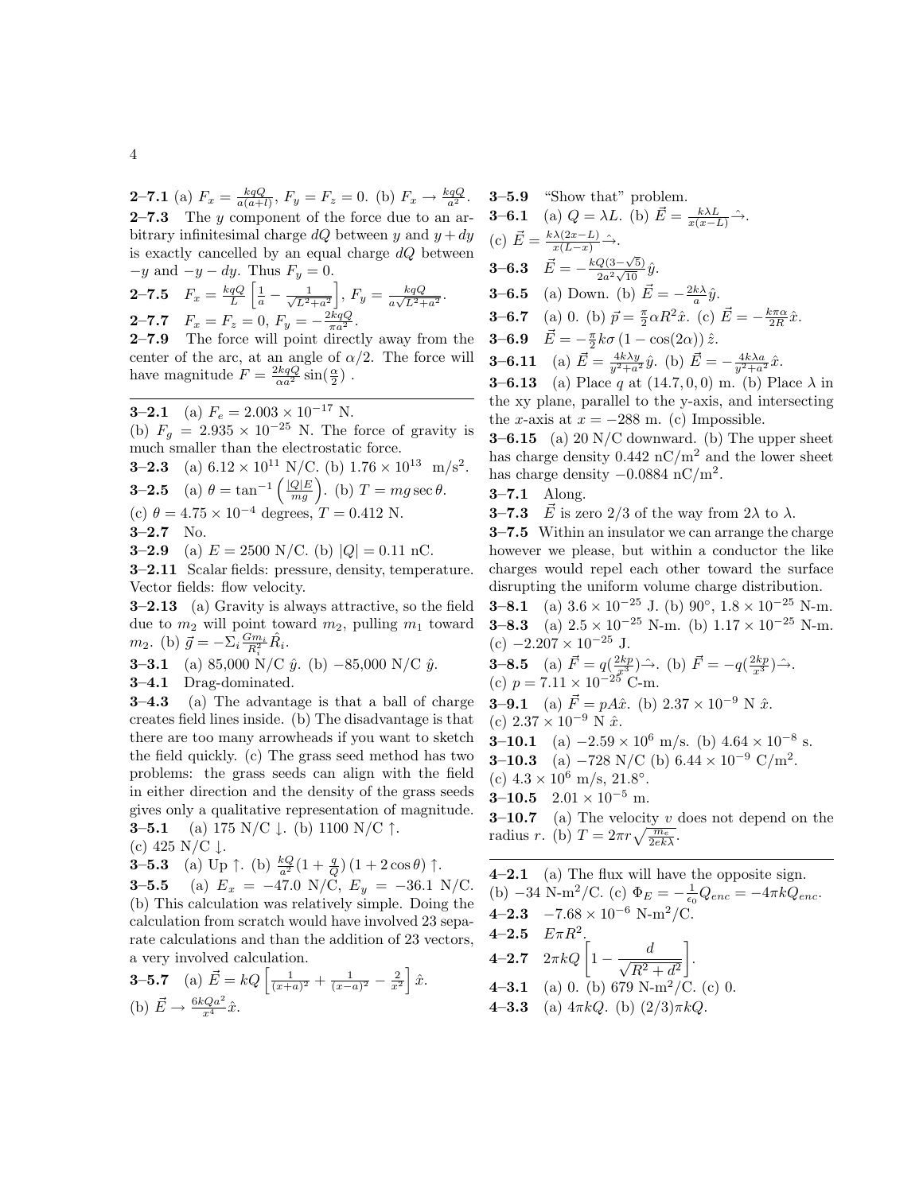**2–7.1** (a) $F_x = \frac{kqQ}{a(a+l)}$, $F_y = F_z = 0$. (b) $F_x \to \frac{kqQ}{a^2}$.

**2–7.3** The $y$ component of the force due to an arbitrary infinitesimal charge $dQ$ between $y$ and $y+dy$ is exactly cancelled by an equal charge $dQ$ between $-y$ and $-y-dy$. Thus $F_y = 0$.

**2–7.5** $F_x = \frac{kqQ}{L}\left[\frac{1}{a} - \frac{1}{\sqrt{L^2+a^2}}\right]$, $F_y = \frac{kqQ}{a\sqrt{L^2+a^2}}$.

**2–7.7** $F_x = F_z = 0$, $F_y = -\frac{2kqQ}{\pi a^2}$.

**2–7.9** The force will point directly away from the center of the arc, at an angle of $\alpha/2$. The force will have magnitude $F = \frac{2kqQ}{\alpha a^2}\sin(\frac{\alpha}{2})$ .

---

**3–2.1** (a) $F_e = 2.003 \times 10^{-17}$ N.
(b) $F_g = 2.935 \times 10^{-25}$ N. The force of gravity is much smaller than the electrostatic force.

**3–2.3** (a) $6.12 \times 10^{11}$ N/C. (b) $1.76 \times 10^{13}$ m/s$^2$.

**3–2.5** (a) $\theta = \tan^{-1}\left(\frac{|Q|E}{mg}\right)$. (b) $T = mg\sec\theta$.
(c) $\theta = 4.75 \times 10^{-4}$ degrees, $T = 0.412$ N.

**3–2.7** No.

**3–2.9** (a) $E = 2500$ N/C. (b) $|Q| = 0.11$ nC.

**3–2.11** Scalar fields: pressure, density, temperature. Vector fields: flow velocity.

**3–2.13** (a) Gravity is always attractive, so the field due to $m_2$ will point toward $m_2$, pulling $m_1$ toward $m_2$. (b) $\vec{g} = -\Sigma_i \frac{Gm_i}{R_i^2}\hat{R}_i$.

**3–3.1** (a) 85,000 N/C $\hat{y}$. (b) $-85{,}000$ N/C $\hat{y}$.

**3–4.1** Drag-dominated.

**3–4.3** (a) The advantage is that a ball of charge creates field lines inside. (b) The disadvantage is that there are too many arrowheads if you want to sketch the field quickly. (c) The grass seed method has two problems: the grass seeds can align with the field in either direction and the density of the grass seeds gives only a qualitative representation of magnitude.

**3–5.1** (a) 175 N/C $\downarrow$. (b) 1100 N/C $\uparrow$.
(c) 425 N/C $\downarrow$.

**3–5.3** (a) Up $\uparrow$. (b) $\frac{kQ}{a^2}(1+\frac{q}{Q})(1+2\cos\theta)\uparrow$.

**3–5.5** (a) $E_x = -47.0$ N/C, $E_y = -36.1$ N/C. (b) This calculation was relatively simple. Doing the calculation from scratch would have involved 23 separate calculations and than the addition of 23 vectors, a very involved calculation.

**3–5.7** (a) $\vec{E} = kQ\left[\frac{1}{(x+a)^2} + \frac{1}{(x-a)^2} - \frac{2}{x^2}\right]\hat{x}$.
(b) $\vec{E} \to \frac{6kQa^2}{x^4}\hat{x}$.

**3–5.9** "Show that" problem.

**3–6.1** (a) $Q = \lambda L$. (b) $\vec{E} = \frac{k\lambda L}{x(x-L)}\hat{\rightarrow}$.
(c) $\vec{E} = \frac{k\lambda(2x-L)}{x(L-x)}\hat{\rightarrow}$.

**3–6.3** $\vec{E} = -\frac{kQ(3-\sqrt{5})}{2a^2\sqrt{10}}\hat{y}$.

**3–6.5** (a) Down. (b) $\vec{E} = -\frac{2k\lambda}{a}\hat{y}$.

**3–6.7** (a) 0. (b) $\vec{p} = \frac{\pi}{2}\alpha R^2\hat{x}$. (c) $\vec{E} = -\frac{k\pi\alpha}{2R}\hat{x}$.

**3–6.9** $\vec{E} = -\frac{\pi}{2}k\sigma\left(1-\cos(2\alpha)\right)\hat{z}$.

**3–6.11** (a) $\vec{E} = \frac{4k\lambda y}{y^2+a^2}\hat{y}$. (b) $\vec{E} = -\frac{4k\lambda a}{y^2+a^2}\hat{x}$.

**3–6.13** (a) Place $q$ at $(14.7, 0, 0)$ m. (b) Place $\lambda$ in the xy plane, parallel to the y-axis, and intersecting the $x$-axis at $x = -288$ m. (c) Impossible.

**3–6.15** (a) 20 N/C downward. (b) The upper sheet has charge density 0.442 nC/m$^2$ and the lower sheet has charge density $-0.0884$ nC/m$^2$.

**3–7.1** Along.

**3–7.3** $\vec{E}$ is zero 2/3 of the way from $2\lambda$ to $\lambda$.

**3–7.5** Within an insulator we can arrange the charge however we please, but within a conductor the like charges would repel each other toward the surface disrupting the uniform volume charge distribution.

**3–8.1** (a) $3.6 \times 10^{-25}$ J. (b) 90°, $1.8 \times 10^{-25}$ N-m.

**3–8.3** (a) $2.5 \times 10^{-25}$ N-m. (b) $1.17 \times 10^{-25}$ N-m.
(c) $-2.207 \times 10^{-25}$ J.

**3–8.5** (a) $\vec{F} = q(\frac{2kp}{x^3})\hat{\rightarrow}$. (b) $\vec{F} = -q(\frac{2kp}{x^3})\hat{\rightarrow}$.
(c) $p = 7.11 \times 10^{-25}$ C-m.

**3–9.1** (a) $\vec{F} = pA\hat{x}$. (b) $2.37 \times 10^{-9}$ N $\hat{x}$.
(c) $2.37 \times 10^{-9}$ N $\hat{x}$.

**3–10.1** (a) $-2.59 \times 10^6$ m/s. (b) $4.64 \times 10^{-8}$ s.

**3–10.3** (a) $-728$ N/C (b) $6.44 \times 10^{-9}$ C/m$^2$.
(c) $4.3 \times 10^6$ m/s, 21.8°.

**3–10.5** $2.01 \times 10^{-5}$ m.

**3–10.7** (a) The velocity $v$ does not depend on the radius $r$. (b) $T = 2\pi r\sqrt{\frac{m_e}{2ek\lambda}}$.

---

**4–2.1** (a) The flux will have the opposite sign.
(b) $-34$ N-m$^2$/C. (c) $\Phi_E = -\frac{1}{\epsilon_0}Q_{enc} = -4\pi kQ_{enc}$.

**4–2.3** $-7.68 \times 10^{-6}$ N-m$^2$/C.

**4–2.5** $E\pi R^2$.

**4–2.7** $2\pi kQ\left[1 - \dfrac{d}{\sqrt{R^2+d^2}}\right]$.

**4–3.1** (a) 0. (b) 679 N-m$^2$/C. (c) 0.

**4–3.3** (a) $4\pi kQ$. (b) $(2/3)\pi kQ$.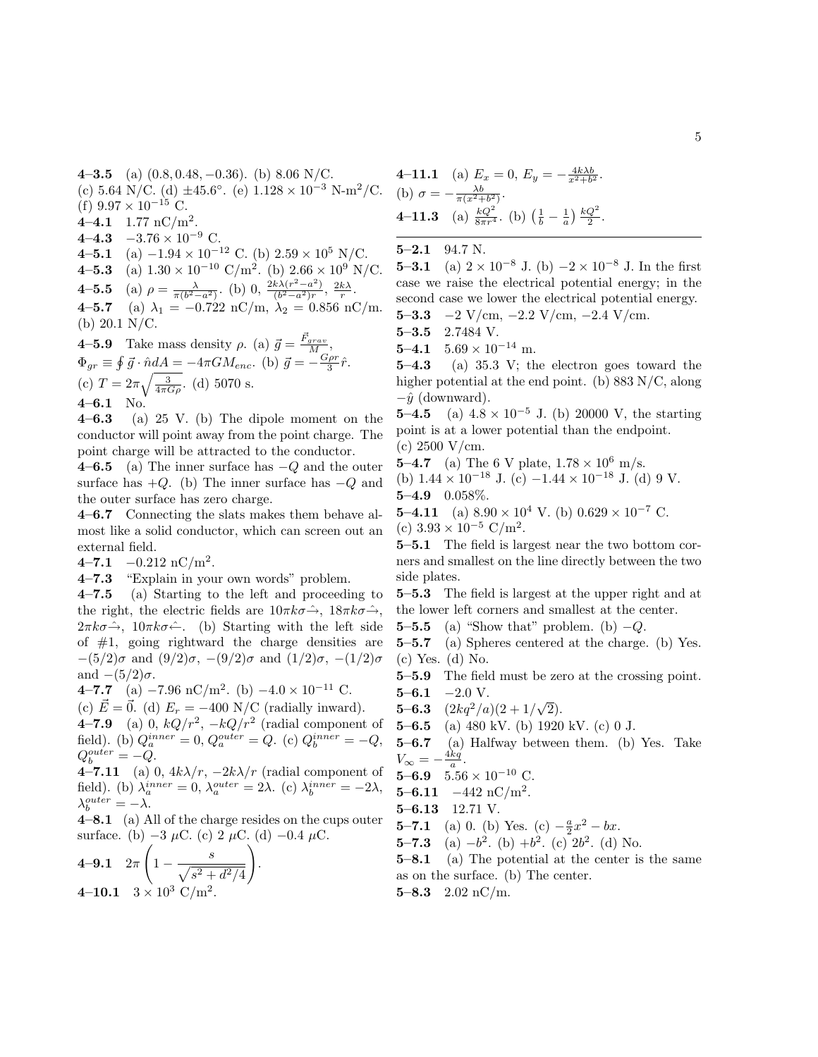**4–3.5** (a) $(0.8, 0.48, -0.36)$. (b) 8.06 N/C. (c) 5.64 N/C. (d) $\pm 45.6°$. (e) $1.128 \times 10^{-3}$ N-m$^2$/C. (f) $9.97 \times 10^{-15}$ C.

**4–4.1** 1.77 nC/m$^2$.

**4–4.3** $-3.76 \times 10^{-9}$ C.

**4–5.1** (a) $-1.94 \times 10^{-12}$ C. (b) $2.59 \times 10^5$ N/C.

**4–5.3** (a) $1.30 \times 10^{-10}$ C/m$^2$. (b) $2.66 \times 10^9$ N/C.

**4–5.5** (a) $\rho = \frac{\lambda}{\pi(b^2-a^2)}$. (b) 0, $\frac{2k\lambda(r^2-a^2)}{(b^2-a^2)r}$, $\frac{2k\lambda}{r}$.

**4–5.7** (a) $\lambda_1 = -0.722$ nC/m, $\lambda_2 = 0.856$ nC/m. (b) 20.1 N/C.

**4–5.9** Take mass density $\rho$. (a) $\vec{g} = \frac{\vec{F}_{grav}}{M}$, $\Phi_{gr} \equiv \oint \vec{g} \cdot \hat{n} dA = -4\pi G M_{enc}$. (b) $\vec{g} = -\frac{G\rho r}{3}\hat{r}$. (c) $T = 2\pi\sqrt{\frac{3}{4\pi G\rho}}$. (d) 5070 s.

**4–6.1** No.

**4–6.3** (a) 25 V. (b) The dipole moment on the conductor will point away from the point charge. The point charge will be attracted to the conductor.

**4–6.5** (a) The inner surface has $-Q$ and the outer surface has $+Q$. (b) The inner surface has $-Q$ and the outer surface has zero charge.

**4–6.7** Connecting the slats makes them behave almost like a solid conductor, which can screen out an external field.

**4–7.1** $-0.212$ nC/m$^2$.

**4–7.3** "Explain in your own words" problem.

**4–7.5** (a) Starting to the left and proceeding to the right, the electric fields are $10\pi k\sigma \hat{\rightarrow}$, $18\pi k\sigma \hat{\rightarrow}$, $2\pi k\sigma \hat{\rightarrow}$, $10\pi k\sigma \hat{\leftarrow}$. (b) Starting with the left side of #1, going rightward the charge densities are $-(5/2)\sigma$ and $(9/2)\sigma$, $-(9/2)\sigma$ and $(1/2)\sigma$, $-(1/2)\sigma$ and $-(5/2)\sigma$.

**4–7.7** (a) $-7.96$ nC/m$^2$. (b) $-4.0 \times 10^{-11}$ C. (c) $\vec{E} = \vec{0}$. (d) $E_r = -400$ N/C (radially inward).

**4–7.9** (a) 0, $kQ/r^2$, $-kQ/r^2$ (radial component of field). (b) $Q_a^{inner} = 0$, $Q_a^{outer} = Q$. (c) $Q_b^{inner} = -Q$, $Q_b^{outer} = -Q$.

**4–7.11** (a) 0, $4k\lambda/r$, $-2k\lambda/r$ (radial component of field). (b) $\lambda_a^{inner} = 0$, $\lambda_a^{outer} = 2\lambda$. (c) $\lambda_b^{inner} = -2\lambda$, $\lambda_b^{outer} = -\lambda$.

**4–8.1** (a) All of the charge resides on the cups outer surface. (b) $-3$ $\mu$C. (c) 2 $\mu$C. (d) $-0.4$ $\mu$C.

**4–9.1** $2\pi\left(1 - \dfrac{s}{\sqrt{s^2 + d^2/4}}\right)$.

**4–10.1** $3 \times 10^3$ C/m$^2$.

**4–11.1** (a) $E_x = 0$, $E_y = -\frac{4k\lambda b}{x^2+b^2}$. (b) $\sigma = -\frac{\lambda b}{\pi(x^2+b^2)}$.

**4–11.3** (a) $\frac{kQ^2}{8\pi r^4}$. (b) $\left(\frac{1}{b} - \frac{1}{a}\right)\frac{kQ^2}{2}$.

---

**5–2.1** 94.7 N.

**5–3.1** (a) $2 \times 10^{-8}$ J. (b) $-2 \times 10^{-8}$ J. In the first case we raise the electrical potential energy; in the second case we lower the electrical potential energy.

**5–3.3** $-2$ V/cm, $-2.2$ V/cm, $-2.4$ V/cm.

**5–3.5** 2.7484 V.

**5–4.1** $5.69 \times 10^{-14}$ m.

**5–4.3** (a) 35.3 V; the electron goes toward the higher potential at the end point. (b) 883 N/C, along $-\hat{y}$ (downward).

**5–4.5** (a) $4.8 \times 10^{-5}$ J. (b) 20000 V, the starting point is at a lower potential than the endpoint. (c) 2500 V/cm.

**5–4.7** (a) The 6 V plate, $1.78 \times 10^6$ m/s. (b) $1.44 \times 10^{-18}$ J. (c) $-1.44 \times 10^{-18}$ J. (d) 9 V.

**5–4.9** 0.058%.

**5–4.11** (a) $8.90 \times 10^4$ V. (b) $0.629 \times 10^{-7}$ C. (c) $3.93 \times 10^{-5}$ C/m$^2$.

**5–5.1** The field is largest near the two bottom corners and smallest on the line directly between the two side plates.

**5–5.3** The field is largest at the upper right and at the lower left corners and smallest at the center.

**5–5.5** (a) "Show that" problem. (b) $-Q$.

**5–5.7** (a) Spheres centered at the charge. (b) Yes. (c) Yes. (d) No.

**5–5.9** The field must be zero at the crossing point.

**5–6.1** $-2.0$ V.

**5–6.3** $(2kq^2/a)(2 + 1/\sqrt{2})$.

**5–6.5** (a) 480 kV. (b) 1920 kV. (c) 0 J.

**5–6.7** (a) Halfway between them. (b) Yes. Take $V_\infty = -\frac{4kq}{a}$.

**5–6.9** $5.56 \times 10^{-10}$ C.

**5–6.11** $-442$ nC/m$^2$.

**5–6.13** 12.71 V.

**5–7.1** (a) 0. (b) Yes. (c) $-\frac{a}{2}x^2 - bx$.

**5–7.3** (a) $-b^2$. (b) $+b^2$. (c) $2b^2$. (d) No.

**5–8.1** (a) The potential at the center is the same as on the surface. (b) The center.

**5–8.3** 2.02 nC/m.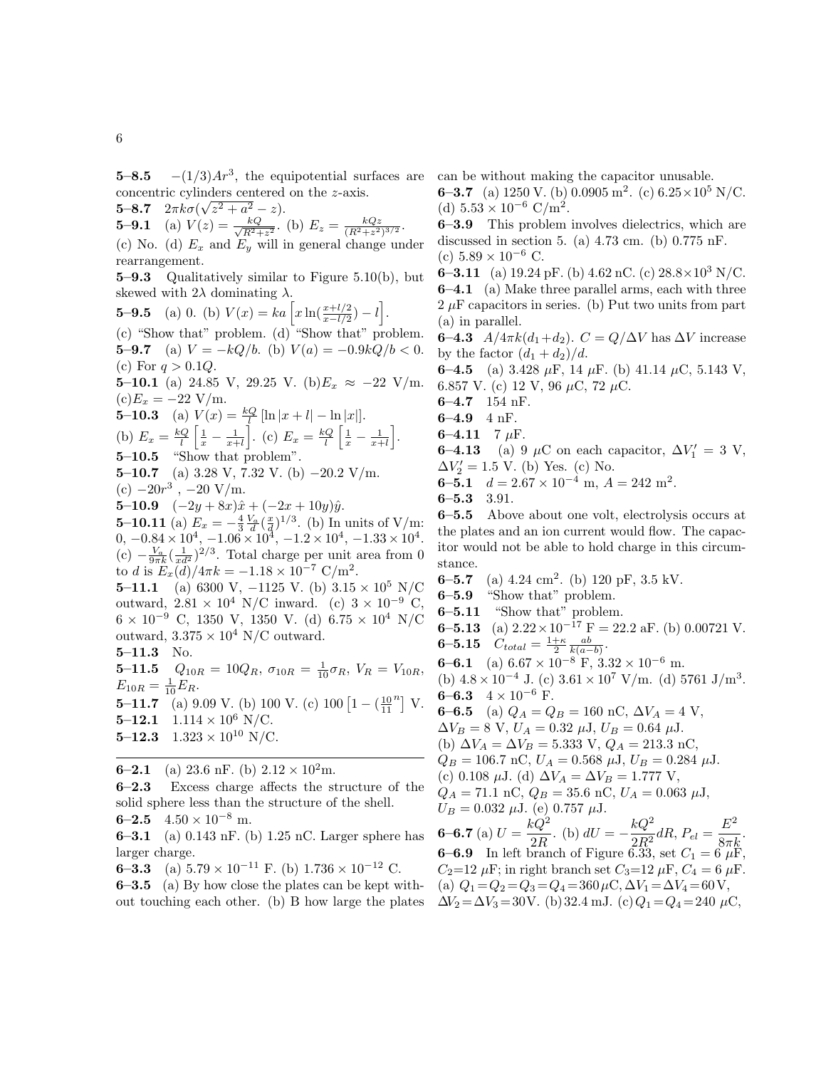**5–8.5** $-(1/3)Ar^3$, the equipotential surfaces are concentric cylinders centered on the $z$-axis.

**5–8.7** $2\pi k\sigma(\sqrt{z^2+a^2}-z)$.

**5–9.1** (a) $V(z) = \frac{kQ}{\sqrt{R^2+z^2}}$. (b) $E_z = \frac{kQz}{(R^2+z^2)^{3/2}}$. (c) No. (d) $E_x$ and $E_y$ will in general change under rearrangement.

**5–9.3** Qualitatively similar to Figure 5.10(b), but skewed with $2\lambda$ dominating $\lambda$.

**5–9.5** (a) 0. (b) $V(x) = ka\left[x\ln(\frac{x+l/2}{x-l/2}) - l\right]$. (c) "Show that" problem. (d) "Show that" problem.

**5–9.7** (a) $V = -kQ/b$. (b) $V(a) = -0.9kQ/b < 0$. (c) For $q > 0.1Q$.

**5–10.1** (a) 24.85 V, 29.25 V. (b)$E_x \approx -22$ V/m. (c)$E_x = -22$ V/m.

**5–10.3** (a) $V(x) = \frac{kQ}{l}\left[\ln|x+l| - \ln|x|\right]$. (b) $E_x = \frac{kQ}{l}\left[\frac{1}{x} - \frac{1}{x+l}\right]$. (c) $E_x = \frac{kQ}{l}\left[\frac{1}{x} - \frac{1}{x+l}\right]$.

**5–10.5** "Show that problem".

**5–10.7** (a) 3.28 V, 7.32 V. (b) $-20.2$ V/m. (c) $-20r^3$ , $-20$ V/m.

**5–10.9** $(-2y+8x)\hat{x} + (-2x+10y)\hat{y}$.

**5–10.11** (a) $E_x = -\frac{4}{3}\frac{V_a}{d}(\frac{x}{d})^{1/3}$. (b) In units of V/m: 0, $-0.84\times10^4$, $-1.06\times10^4$, $-1.2\times10^4$, $-1.33\times10^4$. (c) $-\frac{V_a}{9\pi k}(\frac{1}{xd^2})^{2/3}$. Total charge per unit area from 0 to $d$ is $E_x(d)/4\pi k = -1.18\times10^{-7}$ C/m$^2$.

**5–11.1** (a) 6300 V, $-1125$ V. (b) $3.15\times10^5$ N/C outward, $2.81\times10^4$ N/C inward. (c) $3\times10^{-9}$ C, $6\times10^{-9}$ C, 1350 V, 1350 V. (d) $6.75\times10^4$ N/C outward, $3.375\times10^4$ N/C outward.

**5–11.3** No.

**5–11.5** $Q_{10R} = 10Q_R$, $\sigma_{10R} = \frac{1}{10}\sigma_R$, $V_R = V_{10R}$, $E_{10R} = \frac{1}{10}E_R$.

**5–11.7** (a) 9.09 V. (b) 100 V. (c) $100\left[1-(\frac{10}{11}^n\right]$ V.

**5–12.1** $1.114\times10^6$ N/C.

**5–12.3** $1.323\times10^{10}$ N/C.

---

**6–2.1** (a) 23.6 nF. (b) $2.12\times10^2$m.

**6–2.3** Excess charge affects the structure of the solid sphere less than the structure of the shell.

**6–2.5** $4.50\times10^{-8}$ m.

**6–3.1** (a) 0.143 nF. (b) 1.25 nC. Larger sphere has larger charge.

**6–3.3** (a) $5.79\times10^{-11}$ F. (b) $1.736\times10^{-12}$ C.

**6–3.5** (a) By how close the plates can be kept without touching each other. (b) B how large the plates can be without making the capacitor unusable.

**6–3.7** (a) 1250 V. (b) 0.0905 m$^2$. (c) $6.25\times10^5$ N/C. (d) $5.53\times10^{-6}$ C/m$^2$.

**6–3.9** This problem involves dielectrics, which are discussed in section 5. (a) 4.73 cm. (b) 0.775 nF. (c) $5.89\times10^{-6}$ C.

**6–3.11** (a) 19.24 pF. (b) 4.62 nC. (c) $28.8\times10^3$ N/C.

**6–4.1** (a) Make three parallel arms, each with three 2 $\mu$F capacitors in series. (b) Put two units from part (a) in parallel.

**6–4.3** $A/4\pi k(d_1+d_2)$. $C = Q/\Delta V$ has $\Delta V$ increase by the factor $(d_1+d_2)/d$.

**6–4.5** (a) 3.428 $\mu$F, 14 $\mu$F. (b) 41.14 $\mu$C, 5.143 V, 6.857 V. (c) 12 V, 96 $\mu$C, 72 $\mu$C.

**6–4.7** 154 nF.

**6–4.9** 4 nF.

**6–4.11** 7 $\mu$F.

**6–4.13** (a) 9 $\mu$C on each capacitor, $\Delta V_1' = 3$ V, $\Delta V_2' = 1.5$ V. (b) Yes. (c) No.

**6–5.1** $d = 2.67\times10^{-4}$ m, $A = 242$ m$^2$.

**6–5.3** 3.91.

**6–5.5** Above about one volt, electrolysis occurs at the plates and an ion current would flow. The capacitor would not be able to hold charge in this circumstance.

**6–5.7** (a) 4.24 cm$^2$. (b) 120 pF, 3.5 kV.

**6–5.9** "Show that" problem.

**6–5.11** "Show that" problem.

**6–5.13** (a) $2.22\times10^{-17}$ F = 22.2 aF. (b) 0.00721 V.

**6–5.15** $C_{total} = \frac{1+\kappa}{2}\frac{ab}{k(a-b)}$.

**6–6.1** (a) $6.67\times10^{-8}$ F, $3.32\times10^{-6}$ m. (b) $4.8\times10^{-4}$ J. (c) $3.61\times10^7$ V/m. (d) 5761 J/m$^3$.

**6–6.3** $4\times10^{-6}$ F.

**6–6.5** (a) $Q_A = Q_B = 160$ nC, $\Delta V_A = 4$ V, $\Delta V_B = 8$ V, $U_A = 0.32$ $\mu$J, $U_B = 0.64$ $\mu$J. (b) $\Delta V_A = \Delta V_B = 5.333$ V, $Q_A = 213.3$ nC, $Q_B = 106.7$ nC, $U_A = 0.568$ $\mu$J, $U_B = 0.284$ $\mu$J. (c) 0.108 $\mu$J. (d) $\Delta V_A = \Delta V_B = 1.777$ V, $Q_A = 71.1$ nC, $Q_B = 35.6$ nC, $U_A = 0.063$ $\mu$J, $U_B = 0.032$ $\mu$J. (e) 0.757 $\mu$J.

**6–6.7** (a) $U = \dfrac{kQ^2}{2R}$. (b) $dU = -\dfrac{kQ^2}{2R^2}dR$, $P_{el} = \dfrac{E^2}{8\pi k}$.

**6–6.9** In left branch of Figure 6.33, set $C_1 = 6$ $\mu$F, $C_2$=12 $\mu$F; in right branch set $C_3$=12 $\mu$F, $C_4 = 6$ $\mu$F. (a) $Q_1 = Q_2 = Q_3 = Q_4 = 360\,\mu$C, $\Delta V_1 = \Delta V_4 = 60$ V, $\Delta V_2 = \Delta V_3 = 30$V. (b) 32.4 mJ. (c) $Q_1 = Q_4 = 240$ $\mu$C,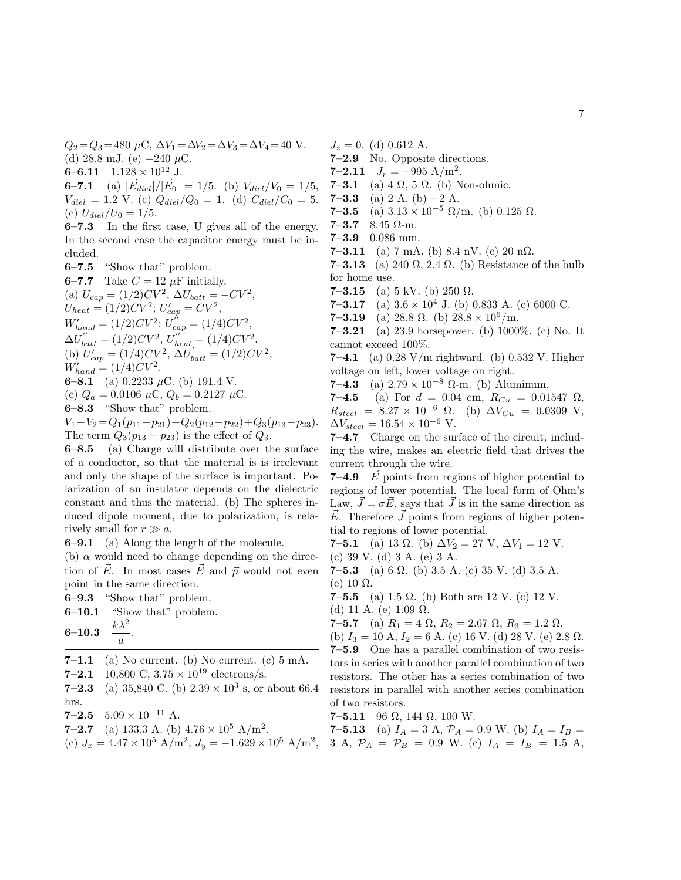$Q_2 = Q_3 = 480$ $\mu$C, $\Delta V_1 = \Delta V_2 = \Delta V_3 = \Delta V_4 = 40$ V.
(d) 28.8 mJ. (e) $-240$ $\mu$C.

**6–6.11** $1.128 \times 10^{12}$ J.

**6–7.1** (a) $|\vec{E}_{diel}|/|\vec{E}_0| = 1/5$. (b) $V_{diel}/V_0 = 1/5$, $V_{diel} = 1.2$ V. (c) $Q_{diel}/Q_0 = 1$. (d) $C_{diel}/C_0 = 5$. (e) $U_{diel}/U_0 = 1/5$.

**6–7.3** In the first case, U gives all of the energy. In the second case the capacitor energy must be included.

**6–7.5** "Show that" problem.

**6–7.7** Take $C = 12$ $\mu$F initially.
(a) $U_{cap} = (1/2)CV^2$, $\Delta U_{batt} = -CV^2$, $U_{heat} = (1/2)CV^2$; $U'_{cap} = CV^2$, $W'_{hand} = (1/2)CV^2$; $U''_{cap} = (1/4)CV^2$, $\Delta U''_{batt} = (1/2)CV^2$, $U''_{heat} = (1/4)CV^2$.
(b) $U'_{cap} = (1/4)CV^2$, $\Delta U'_{batt} = (1/2)CV^2$, $W'_{hand} = (1/4)CV^2$.

**6–8.1** (a) 0.2233 $\mu$C. (b) 191.4 V.
(c) $Q_a = 0.0106$ $\mu$C, $Q_b = 0.2127$ $\mu$C.

**6–8.3** "Show that" problem.
$V_1 - V_2 = Q_1(p_{11} - p_{21}) + Q_2(p_{12} - p_{22}) + Q_3(p_{13} - p_{23})$. The term $Q_3(p_{13} - p_{23})$ is the effect of $Q_3$.

**6–8.5** (a) Charge will distribute over the surface of a conductor, so that the material is is irrelevant and only the shape of the surface is important. Polarization of an insulator depends on the dielectric constant and thus the material. (b) The spheres induced dipole moment, due to polarization, is relatively small for $r \gg a$.

**6–9.1** (a) Along the length of the molecule.
(b) $\alpha$ would need to change depending on the direction of $\vec{E}$. In most cases $\vec{E}$ and $\vec{p}$ would not even point in the same direction.

**6–9.3** "Show that" problem.

**6–10.1** "Show that" problem.

**6–10.3** $\dfrac{k\lambda^2}{a}$.

---

**7–1.1** (a) No current. (b) No current. (c) 5 mA.

**7–2.1** 10,800 C, $3.75 \times 10^{19}$ electrons/s.

**7–2.3** (a) 35,840 C. (b) $2.39 \times 10^3$ s, or about 66.4 hrs.

**7–2.5** $5.09 \times 10^{-11}$ A.

**7–2.7** (a) 133.3 A. (b) $4.76 \times 10^5$ A/m$^2$.
(c) $J_x = 4.47 \times 10^5$ A/m$^2$, $J_y = -1.629 \times 10^5$ A/m$^2$, $J_z = 0$. (d) 0.612 A.

**7–2.9** No. Opposite directions.

**7–2.11** $J_r = -995$ A/m$^2$.

**7–3.1** (a) 4 $\Omega$, 5 $\Omega$. (b) Non-ohmic.

**7–3.3** (a) 2 A. (b) $-2$ A.

**7–3.5** (a) $3.13 \times 10^{-5}$ $\Omega$/m. (b) 0.125 $\Omega$.

**7–3.7** 8.45 $\Omega$-m.

**7–3.9** 0.086 mm.

**7–3.11** (a) 7 mA. (b) 8.4 nV. (c) 20 n$\Omega$.

**7–3.13** (a) 240 $\Omega$, 2.4 $\Omega$. (b) Resistance of the bulb for home use.

**7–3.15** (a) 5 kV. (b) 250 $\Omega$.

**7–3.17** (a) $3.6 \times 10^4$ J. (b) 0.833 A. (c) 6000 C.

**7–3.19** (a) 28.8 $\Omega$. (b) $28.8 \times 10^6$/m.

**7–3.21** (a) 23.9 horsepower. (b) 1000%. (c) No. It cannot exceed 100%.

**7–4.1** (a) 0.28 V/m rightward. (b) 0.532 V. Higher voltage on left, lower voltage on right.

**7–4.3** (a) $2.79 \times 10^{-8}$ $\Omega$-m. (b) Aluminum.

**7–4.5** (a) For $d = 0.04$ cm, $R_{Cu} = 0.01547$ $\Omega$, $R_{steel} = 8.27 \times 10^{-6}$ $\Omega$. (b) $\Delta V_{Cu} = 0.0309$ V, $\Delta V_{steel} = 16.54 \times 10^{-6}$ V.

**7–4.7** Charge on the surface of the circuit, including the wire, makes an electric field that drives the current through the wire.

**7–4.9** $\vec{E}$ points from regions of higher potential to regions of lower potential. The local form of Ohm's Law, $\vec{J} = \sigma\vec{E}$, says that $\vec{J}$ is in the same direction as $\vec{E}$. Therefore $\vec{J}$ points from regions of higher potential to regions of lower potential.

**7–5.1** (a) 13 $\Omega$. (b) $\Delta V_2 = 27$ V, $\Delta V_1 = 12$ V. (c) 39 V. (d) 3 A. (e) 3 A.

**7–5.3** (a) 6 $\Omega$. (b) 3.5 A. (c) 35 V. (d) 3.5 A. (e) 10 $\Omega$.

**7–5.5** (a) 1.5 $\Omega$. (b) Both are 12 V. (c) 12 V. (d) 11 A. (e) 1.09 $\Omega$.

**7–5.7** (a) $R_1 = 4$ $\Omega$, $R_2 = 2.67$ $\Omega$, $R_3 = 1.2$ $\Omega$. (b) $I_3 = 10$ A, $I_2 = 6$ A. (c) 16 V. (d) 28 V. (e) 2.8 $\Omega$.

**7–5.9** One has a parallel combination of two resistors in series with another parallel combination of two resistors. The other has a series combination of two resistors in parallel with another series combination of two resistors.

**7–5.11** 96 $\Omega$, 144 $\Omega$, 100 W.

**7–5.13** (a) $I_A = 3$ A, $\mathcal{P}_A = 0.9$ W. (b) $I_A = I_B = 3$ A, $\mathcal{P}_A = \mathcal{P}_B = 0.9$ W. (c) $I_A = I_B = 1.5$ A,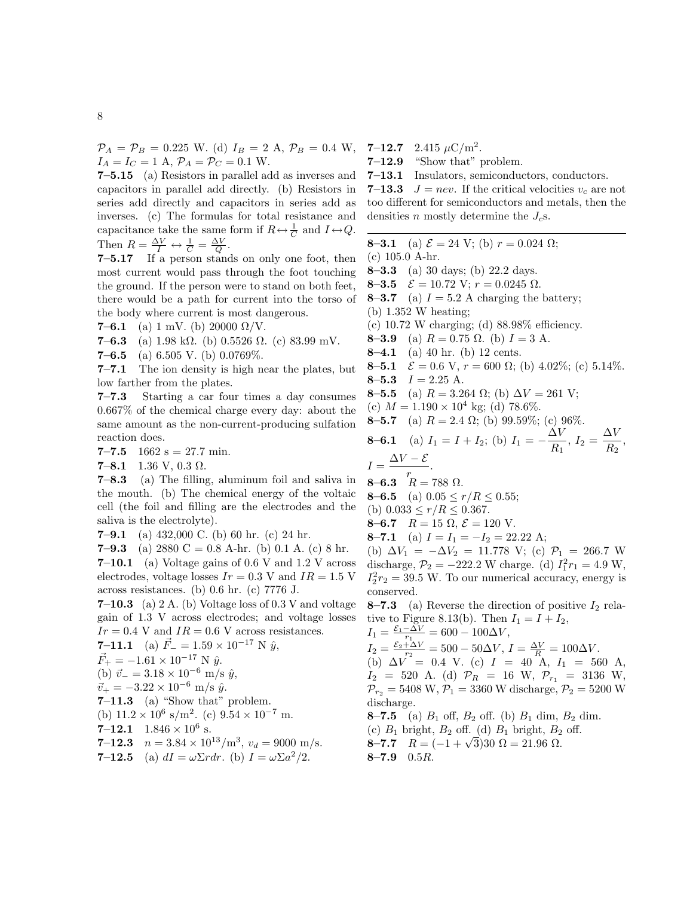$\mathcal{P}_A = \mathcal{P}_B = 0.225$ W. (d) $I_B = 2$ A, $\mathcal{P}_B = 0.4$ W, $I_A = I_C = 1$ A, $\mathcal{P}_A = \mathcal{P}_C = 0.1$ W.

**7–5.15** (a) Resistors in parallel add as inverses and capacitors in parallel add directly. (b) Resistors in series add directly and capacitors in series add as inverses. (c) The formulas for total resistance and capacitance take the same form if $R \leftrightarrow \frac{1}{C}$ and $I \leftrightarrow Q$. Then $R = \frac{\Delta V}{I} \leftrightarrow \frac{1}{C} = \frac{\Delta V}{Q}$.

**7–5.17** If a person stands on only one foot, then most current would pass through the foot touching the ground. If the person were to stand on both feet, there would be a path for current into the torso of the body where current is most dangerous.

**7–6.1** (a) 1 mV. (b) 20000 $\Omega$/V.

**7–6.3** (a) 1.98 k$\Omega$. (b) 0.5526 $\Omega$. (c) 83.99 mV.

**7–6.5** (a) 6.505 V. (b) 0.0769%.

**7–7.1** The ion density is high near the plates, but low farther from the plates.

**7–7.3** Starting a car four times a day consumes 0.667% of the chemical charge every day: about the same amount as the non-current-producing sulfation reaction does.

**7–7.5** 1662 s = 27.7 min.

**7–8.1** 1.36 V, 0.3 $\Omega$.

**7–8.3** (a) The filling, aluminum foil and saliva in the mouth. (b) The chemical energy of the voltaic cell (the foil and filling are the electrodes and the saliva is the electrolyte).

**7–9.1** (a) 432,000 C. (b) 60 hr. (c) 24 hr.

**7–9.3** (a) 2880 C = 0.8 A-hr. (b) 0.1 A. (c) 8 hr.

**7–10.1** (a) Voltage gains of 0.6 V and 1.2 V across electrodes, voltage losses $Ir = 0.3$ V and $IR = 1.5$ V across resistances. (b) 0.6 hr. (c) 7776 J.

**7–10.3** (a) 2 A. (b) Voltage loss of 0.3 V and voltage gain of 1.3 V across electrodes; and voltage losses $Ir = 0.4$ V and $IR = 0.6$ V across resistances.

**7–11.1** (a) $\vec{F}_- = 1.59 \times 10^{-17}$ N $\hat{y}$, $\vec{F}_+ = -1.61 \times 10^{-17}$ N $\hat{y}$.
(b) $\vec{v}_- = 3.18 \times 10^{-6}$ m/s $\hat{y}$, $\vec{v}_+ = -3.22 \times 10^{-6}$ m/s $\hat{y}$.

**7–11.3** (a) "Show that" problem.
(b) $11.2 \times 10^6$ s/m$^2$. (c) $9.54 \times 10^{-7}$ m.

**7–12.1** $1.846 \times 10^6$ s.

**7–12.3** $n = 3.84 \times 10^{13}$/m$^3$, $v_d = 9000$ m/s.

**7–12.5** (a) $dI = \omega\Sigma r dr$. (b) $I = \omega\Sigma a^2/2$.

**7–12.7** 2.415 $\mu$C/m$^2$.

**7–12.9** "Show that" problem.

**7–13.1** Insulators, semiconductors, conductors.

**7–13.3** $J = nev$. If the critical velocities $v_c$ are not too different for semiconductors and metals, then the densities $n$ mostly determine the $J_c$s.

---

**8–3.1** (a) $\mathcal{E} = 24$ V; (b) $r = 0.024$ $\Omega$; (c) 105.0 A-hr.

**8–3.3** (a) 30 days; (b) 22.2 days.

**8–3.5** $\mathcal{E} = 10.72$ V; $r = 0.0245$ $\Omega$.

**8–3.7** (a) $I = 5.2$ A charging the battery;
(b) 1.352 W heating;
(c) 10.72 W charging; (d) 88.98% efficiency.

**8–3.9** (a) $R = 0.75$ $\Omega$. (b) $I = 3$ A.

**8–4.1** (a) 40 hr. (b) 12 cents.

**8–5.1** $\mathcal{E} = 0.6$ V, $r = 600$ $\Omega$; (b) 4.02%; (c) 5.14%.

**8–5.3** $I = 2.25$ A.

**8–5.5** (a) $R = 3.264$ $\Omega$; (b) $\Delta V = 261$ V;
(c) $M = 1.190 \times 10^4$ kg; (d) 78.6%.

**8–5.7** (a) $R = 2.4$ $\Omega$; (b) 99.59%; (c) 96%.

**8–6.1** (a) $I_1 = I + I_2$; (b) $I_1 = -\dfrac{\Delta V}{R_1}$, $I_2 = \dfrac{\Delta V}{R_2}$, $I = \dfrac{\Delta V - \mathcal{E}}{r}$.

**8–6.3** $R = 788$ $\Omega$.

**8–6.5** (a) $0.05 \le r/R \le 0.55$;
(b) $0.033 \le r/R \le 0.367$.

**8–6.7** $R = 15$ $\Omega$, $\mathcal{E} = 120$ V.

**8–7.1** (a) $I = I_1 = -I_2 = 22.22$ A;
(b) $\Delta V_1 = -\Delta V_2 = 11.778$ V; (c) $\mathcal{P}_1 = 266.7$ W discharge, $\mathcal{P}_2 = -222.2$ W charge. (d) $I_1^2 r_1 = 4.9$ W, $I_2^2 r_2 = 39.5$ W. To our numerical accuracy, energy is conserved.

**8–7.3** (a) Reverse the direction of positive $I_2$ relative to Figure 8.13(b). Then $I_1 = I + I_2$,
$I_1 = \frac{\mathcal{E}_1 - \Delta V}{r_1} = 600 - 100\Delta V$,
$I_2 = \frac{\mathcal{E}_2 + \Delta V}{r_2} = 500 - 50\Delta V$, $I = \frac{\Delta V}{R} = 100\Delta V$.
(b) $\Delta V = 0.4$ V. (c) $I = 40$ A, $I_1 = 560$ A, $I_2 = 520$ A. (d) $\mathcal{P}_R = 16$ W, $\mathcal{P}_{r_1} = 3136$ W, $\mathcal{P}_{r_2} = 5408$ W, $\mathcal{P}_1 = 3360$ W discharge, $\mathcal{P}_2 = 5200$ W discharge.

**8–7.5** (a) $B_1$ off, $B_2$ off. (b) $B_1$ dim, $B_2$ dim.
(c) $B_1$ bright, $B_2$ off. (d) $B_1$ bright, $B_2$ off.

**8–7.7** $R = (-1 + \sqrt{3})30$ $\Omega = 21.96$ $\Omega$.

**8–7.9** $0.5R$.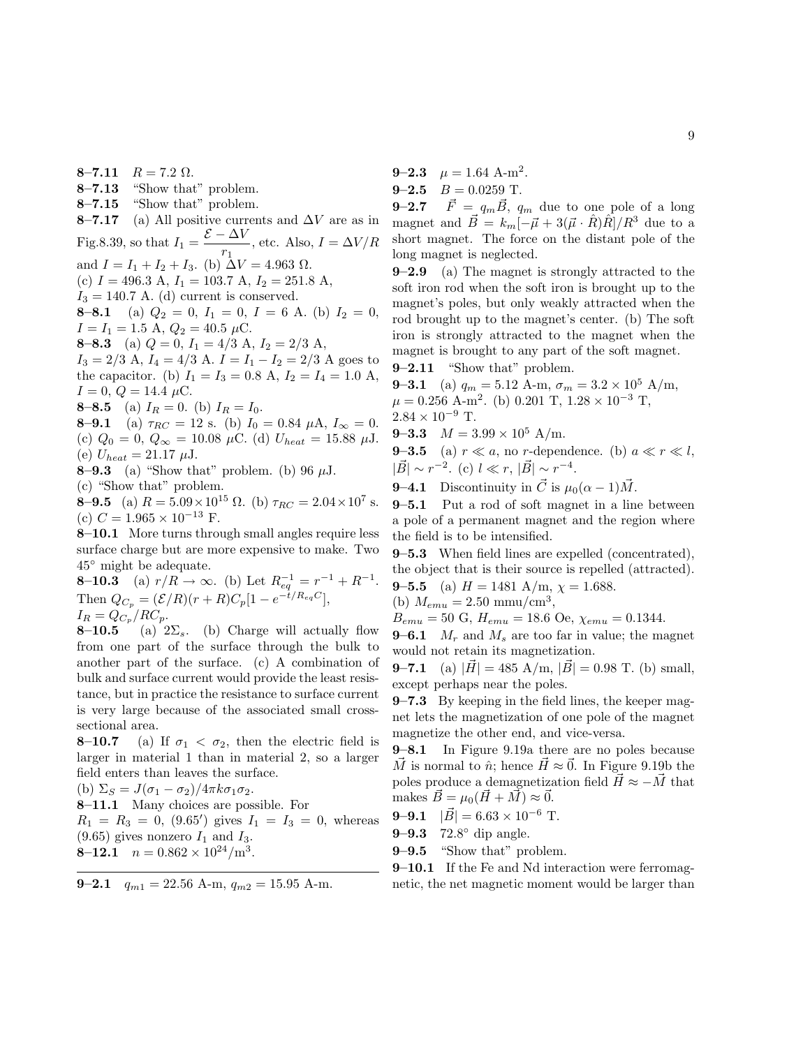**8–7.11** $R = 7.2\ \Omega$.

**8–7.13** "Show that" problem.

**8–7.15** "Show that" problem.

**8–7.17** (a) All positive currents and $\Delta V$ are as in Fig.8.39, so that $I_1 = \dfrac{\mathcal{E} - \Delta V}{r_1}$, etc. Also, $I = \Delta V/R$ and $I = I_1 + I_2 + I_3$. (b) $\Delta V = 4.963\ \Omega$. (c) $I = 496.3$ A, $I_1 = 103.7$ A, $I_2 = 251.8$ A, $I_3 = 140.7$ A. (d) current is conserved.

**8–8.1** (a) $Q_2 = 0$, $I_1 = 0$, $I = 6$ A. (b) $I_2 = 0$, $I = I_1 = 1.5$ A, $Q_2 = 40.5\ \mu$C.

**8–8.3** (a) $Q = 0$, $I_1 = 4/3$ A, $I_2 = 2/3$ A, $I_3 = 2/3$ A, $I_4 = 4/3$ A. $I = I_1 - I_2 = 2/3$ A goes to the capacitor. (b) $I_1 = I_3 = 0.8$ A, $I_2 = I_4 = 1.0$ A, $I = 0$, $Q = 14.4\ \mu$C.

**8–8.5** (a) $I_R = 0$. (b) $I_R = I_0$.

**8–9.1** (a) $\tau_{RC} = 12$ s. (b) $I_0 = 0.84\ \mu$A, $I_\infty = 0$. (c) $Q_0 = 0$, $Q_\infty = 10.08\ \mu$C. (d) $U_{heat} = 15.88\ \mu$J. (e) $U_{heat} = 21.17\ \mu$J.

**8–9.3** (a) "Show that" problem. (b) 96 $\mu$J. (c) "Show that" problem.

**8–9.5** (a) $R = 5.09 \times 10^{15}\ \Omega$. (b) $\tau_{RC} = 2.04 \times 10^7$ s. (c) $C = 1.965 \times 10^{-13}$ F.

**8–10.1** More turns through small angles require less surface charge but are more expensive to make. Two 45° might be adequate.

**8–10.3** (a) $r/R \to \infty$. (b) Let $R_{eq}^{-1} = r^{-1} + R^{-1}$. Then $Q_{C_p} = (\mathcal{E}/R)(r + R)C_p[1 - e^{-t/R_{eq}C}]$, $I_R = Q_{C_p}/RC_p$.

**8–10.5** (a) $2\Sigma_s$. (b) Charge will actually flow from one part of the surface through the bulk to another part of the surface. (c) A combination of bulk and surface current would provide the least resistance, but in practice the resistance to surface current is very large because of the associated small cross-sectional area.

**8–10.7** (a) If $\sigma_1 < \sigma_2$, then the electric field is larger in material 1 than in material 2, so a larger field enters than leaves the surface. (b) $\Sigma_S = J(\sigma_1 - \sigma_2)/4\pi k \sigma_1 \sigma_2$.

**8–11.1** Many choices are possible. For $R_1 = R_3 = 0$, (9.65′) gives $I_1 = I_3 = 0$, whereas (9.65) gives nonzero $I_1$ and $I_3$.

**8–12.1** $n = 0.862 \times 10^{24}/\text{m}^3$.

---

**9–2.1** $q_{m1} = 22.56$ A-m, $q_{m2} = 15.95$ A-m.

**9–2.3** $\mu = 1.64$ A-m$^2$.

**9–2.5** $B = 0.0259$ T.

**9–2.7** $\vec{F} = q_m \vec{B}$, $q_m$ due to one pole of a long magnet and $\vec{B} = k_m[-\vec{\mu} + 3(\vec{\mu} \cdot \hat{R})\hat{R}]/R^3$ due to a short magnet. The force on the distant pole of the long magnet is neglected.

**9–2.9** (a) The magnet is strongly attracted to the soft iron rod when the soft iron is brought up to the magnet's poles, but only weakly attracted when the rod brought up to the magnet's center. (b) The soft iron is strongly attracted to the magnet when the magnet is brought to any part of the soft magnet.

**9–2.11** "Show that" problem.

**9–3.1** (a) $q_m = 5.12$ A-m, $\sigma_m = 3.2 \times 10^5$ A/m, $\mu = 0.256$ A-m$^2$. (b) 0.201 T, $1.28 \times 10^{-3}$ T, $2.84 \times 10^{-9}$ T.

**9–3.3** $M = 3.99 \times 10^5$ A/m.

**9–3.5** (a) $r \ll a$, no $r$-dependence. (b) $a \ll r \ll l$, $|\vec{B}| \sim r^{-2}$. (c) $l \ll r$, $|\vec{B}| \sim r^{-4}$.

**9–4.1** Discontinuity in $\vec{C}$ is $\mu_0(\alpha - 1)\vec{M}$.

**9–5.1** Put a rod of soft magnet in a line between a pole of a permanent magnet and the region where the field is to be intensified.

**9–5.3** When field lines are expelled (concentrated), the object that is their source is repelled (attracted).

**9–5.5** (a) $H = 1481$ A/m, $\chi = 1.688$. (b) $M_{emu} = 2.50$ mmu/cm$^3$, $B_{emu} = 50$ G, $H_{emu} = 18.6$ Oe, $\chi_{emu} = 0.1344$.

**9–6.1** $M_r$ and $M_s$ are too far in value; the magnet would not retain its magnetization.

**9–7.1** (a) $|\vec{H}| = 485$ A/m, $|\vec{B}| = 0.98$ T. (b) small, except perhaps near the poles.

**9–7.3** By keeping in the field lines, the keeper magnet lets the magnetization of one pole of the magnet magnetize the other end, and vice-versa.

**9–8.1** In Figure 9.19a there are no poles because $\vec{M}$ is normal to $\hat{n}$; hence $\vec{H} \approx \vec{0}$. In Figure 9.19b the poles produce a demagnetization field $\vec{H} \approx -\vec{M}$ that makes $\vec{B} = \mu_0(\vec{H} + \vec{M}) \approx \vec{0}$.

**9–9.1** $|\vec{B}| = 6.63 \times 10^{-6}$ T.

**9–9.3** 72.8° dip angle.

**9–9.5** "Show that" problem.

**9–10.1** If the Fe and Nd interaction were ferromagnetic, the net magnetic moment would be larger than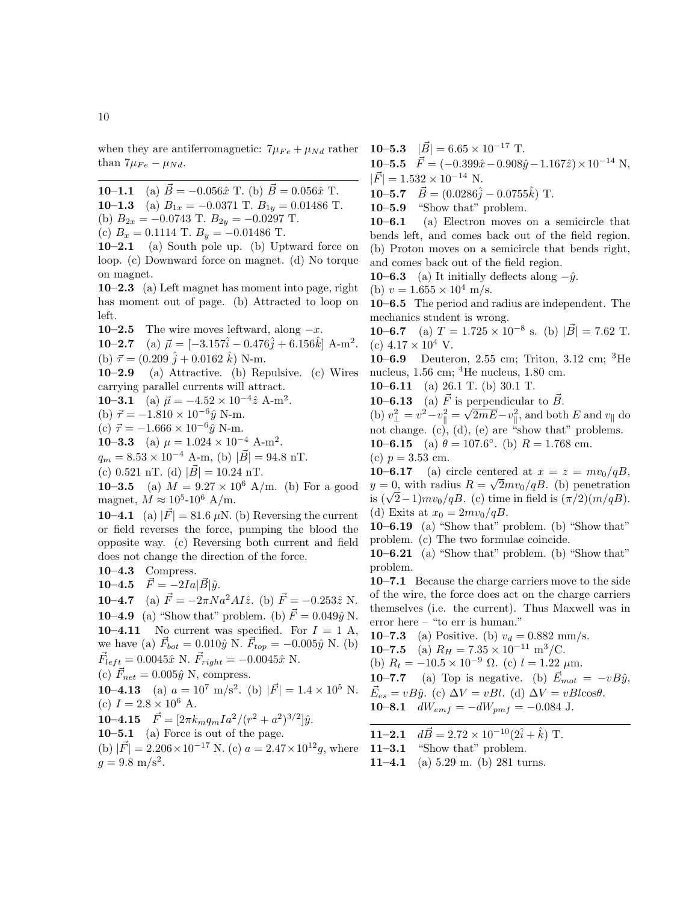when they are antiferromagnetic: $7\mu_{Fe} + \mu_{Nd}$ rather than $7\mu_{Fe} - \mu_{Nd}$.

---

**10–1.1** (a) $\vec{B} = -0.056\hat{x}$ T. (b) $\vec{B} = 0.056\hat{x}$ T.

**10–1.3** (a) $B_{1x} = -0.0371$ T. $B_{1y} = 0.01486$ T.
(b) $B_{2x} = -0.0743$ T. $B_{2y} = -0.0297$ T.
(c) $B_x = 0.1114$ T. $B_y = -0.01486$ T.

**10–2.1** (a) South pole up. (b) Upward force on loop. (c) Downward force on magnet. (d) No torque on magnet.

**10–2.3** (a) Left magnet has moment into page, right has moment out of page. (b) Attracted to loop on left.

**10–2.5** The wire moves leftward, along $-x$.

**10–2.7** (a) $\vec{\mu} = [-3.157\hat{i} - 0.476\hat{j} + 6.156\hat{k}]$ A-m$^2$.
(b) $\vec{\tau} = (0.209\ \hat{j} + 0.0162\ \hat{k})$ N-m.

**10–2.9** (a) Attractive. (b) Repulsive. (c) Wires carrying parallel currents will attract.

**10–3.1** (a) $\vec{\mu} = -4.52 \times 10^{-4}\hat{z}$ A-m$^2$.
(b) $\vec{\tau} = -1.810 \times 10^{-6}\hat{y}$ N-m.
(c) $\vec{\tau} = -1.666 \times 10^{-6}\hat{y}$ N-m.

**10–3.3** (a) $\mu = 1.024 \times 10^{-4}$ A-m$^2$.
$q_m = 8.53 \times 10^{-4}$ A-m, (b) $|\vec{B}| = 94.8$ nT.
(c) 0.521 nT. (d) $|\vec{B}| = 10.24$ nT.

**10–3.5** (a) $M = 9.27 \times 10^6$ A/m. (b) For a good magnet, $M \approx 10^5$-$10^6$ A/m.

**10–4.1** (a) $|\vec{F}| = 81.6\ \mu$N. (b) Reversing the current or field reverses the force, pumping the blood the opposite way. (c) Reversing both current and field does not change the direction of the force.

**10–4.3** Compress.

**10–4.5** $\vec{F} = -2Ia|\vec{B}|\hat{y}$.

**10–4.7** (a) $\vec{F} = -2\pi Na^2AI\hat{z}$. (b) $\vec{F} = -0.253\hat{z}$ N.

**10–4.9** (a) "Show that" problem. (b) $\vec{F} = 0.049\hat{y}$ N.

**10–4.11** No current was specified. For $I = 1$ A, we have (a) $\vec{F}_{bot} = 0.010\hat{y}$ N. $\vec{F}_{top} = -0.005\hat{y}$ N. (b) $\vec{F}_{left} = 0.0045\hat{x}$ N. $\vec{F}_{right} = -0.0045\hat{x}$ N.
(c) $\vec{F}_{net} = 0.005\hat{y}$ N, compress.

**10–4.13** (a) $a = 10^7$ m/s$^2$. (b) $|\vec{F}| = 1.4 \times 10^5$ N.
(c) $I = 2.8 \times 10^6$ A.

**10–4.15** $\vec{F} = [2\pi k_m q_m Ia^2/(r^2 + a^2)^{3/2}]\hat{y}$.

**10–5.1** (a) Force is out of the page.
(b) $|\vec{F}| = 2.206 \times 10^{-17}$ N. (c) $a = 2.47 \times 10^{12}g$, where $g = 9.8$ m/s$^2$.

**10–5.3** $|\vec{B}| = 6.65 \times 10^{-17}$ T.

**10–5.5** $\vec{F} = (-0.399\hat{x} - 0.908\hat{y} - 1.167\hat{z}) \times 10^{-14}$ N, $|\vec{F}| = 1.532 \times 10^{-14}$ N.

**10–5.7** $\vec{B} = (0.0286\hat{j} - 0.0755\hat{k})$ T.

**10–5.9** "Show that" problem.

**10–6.1** (a) Electron moves on a semicircle that bends left, and comes back out of the field region. (b) Proton moves on a semicircle that bends right, and comes back out of the field region.

**10–6.3** (a) It initially deflects along $-\hat{y}$.
(b) $v = 1.655 \times 10^4$ m/s.

**10–6.5** The period and radius are independent. The mechanics student is wrong.

**10–6.7** (a) $T = 1.725 \times 10^{-8}$ s. (b) $|\vec{B}| = 7.62$ T.
(c) $4.17 \times 10^4$ V.

**10–6.9** Deuteron, 2.55 cm; Triton, 3.12 cm; $^3$He nucleus, 1.56 cm; $^4$He nucleus, 1.80 cm.

**10–6.11** (a) 26.1 T. (b) 30.1 T.

**10–6.13** (a) $\vec{F}$ is perpendicular to $\vec{B}$.
(b) $v_\perp^2 = v^2 - v_\parallel^2 = \sqrt{2mE} - v_\parallel^2$, and both $E$ and $v_\parallel$ do not change. (c), (d), (e) are "show that" problems.

**10–6.15** (a) $\theta = 107.6°$. (b) $R = 1.768$ cm.
(c) $p = 3.53$ cm.

**10–6.17** (a) circle centered at $x = z = mv_0/qB$, $y = 0$, with radius $R = \sqrt{2}mv_0/qB$. (b) penetration is $(\sqrt{2} - 1)mv_0/qB$. (c) time in field is $(\pi/2)(m/qB)$. (d) Exits at $x_0 = 2mv_0/qB$.

**10–6.19** (a) "Show that" problem. (b) "Show that" problem. (c) The two formulae coincide.

**10–6.21** (a) "Show that" problem. (b) "Show that" problem.

**10–7.1** Because the charge carriers move to the side of the wire, the force does act on the charge carriers themselves (i.e. the current). Thus Maxwell was in error here – "to err is human."

**10–7.3** (a) Positive. (b) $v_d = 0.882$ mm/s.

**10–7.5** (a) $R_H = 7.35 \times 10^{-11}$ m$^3$/C.
(b) $R_t = -10.5 \times 10^{-9}\ \Omega$. (c) $l = 1.22\ \mu$m.

**10–7.7** (a) Top is negative. (b) $\vec{E}_{mot} = -vB\hat{y}$, $\vec{E}_{es} = vB\hat{y}$. (c) $\Delta V = vBl$. (d) $\Delta V = vBl\cos\theta$.

**10–8.1** $dW_{emf} = -dW_{pmf} = -0.084$ J.

---

**11–2.1** $d\vec{B} = 2.72 \times 10^{-10}(2\hat{i} + \hat{k})$ T.

**11–3.1** "Show that" problem.

**11–4.1** (a) 5.29 m. (b) 281 turns.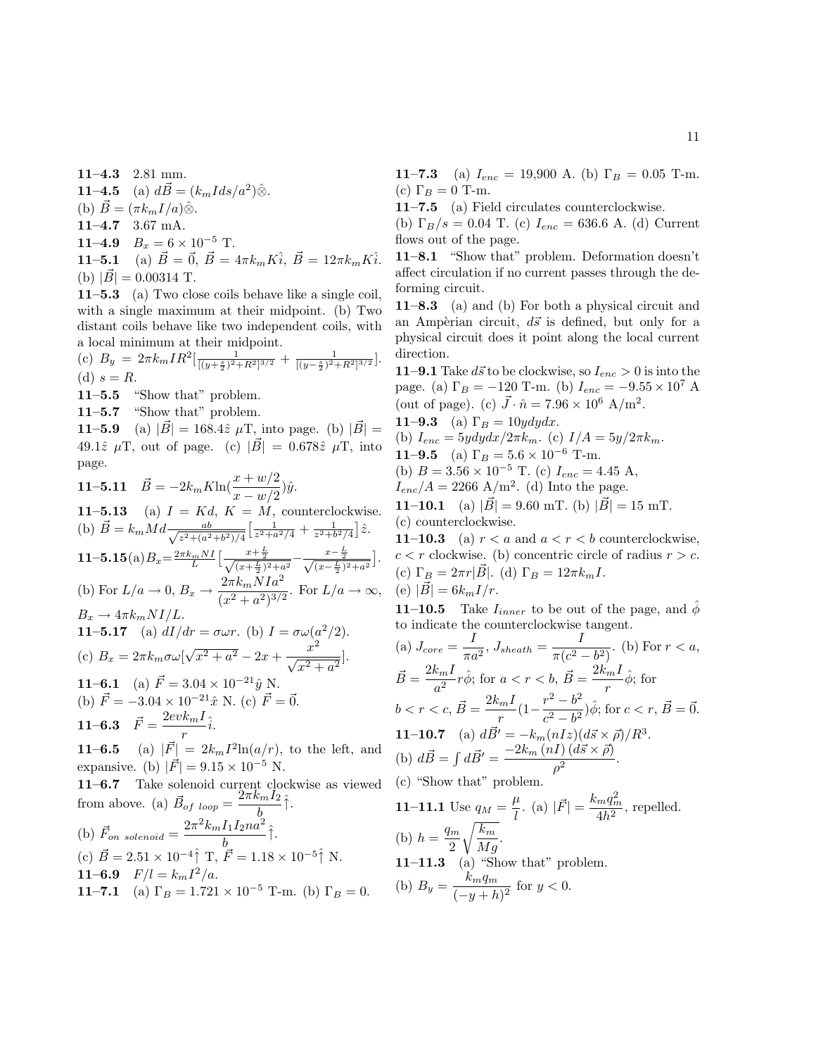**11–4.3** 2.81 mm.
**11–4.5** (a) $d\vec{B} = (k_m I ds/a^2)\hat{\otimes}$.
(b) $\vec{B} = (\pi k_m I/a)\hat{\otimes}$.
**11–4.7** 3.67 mA.
**11–4.9** $B_x = 6\times 10^{-5}$ T.
**11–5.1** (a) $\vec{B} = \vec{0}$, $\vec{B} = 4\pi k_m K\hat{i}$, $\vec{B} = 12\pi k_m K\hat{i}$.
(b) $|\vec{B}| = 0.00314$ T.
**11–5.3** (a) Two close coils behave like a single coil, with a single maximum at their midpoint. (b) Two distant coils behave like two independent coils, with a local minimum at their midpoint.
(c) $B_y = 2\pi k_m I R^2 [\frac{1}{[(y+\frac{s}{2})^2+R^2]^{3/2}} + \frac{1}{[(y-\frac{s}{2})^2+R^2]^{3/2}}]$.
(d) $s = R$.
**11–5.5** "Show that" problem.
**11–5.7** "Show that" problem.
**11–5.9** (a) $|\vec{B}| = 168.4\hat{z}$ $\mu$T, into page. (b) $|\vec{B}| = 49.1\hat{z}$ $\mu$T, out of page. (c) $|\vec{B}| = 0.678\hat{z}$ $\mu$T, into page.
**11–5.11** $\vec{B} = -2k_m K \ln(\dfrac{x+w/2}{x-w/2})\hat{y}$.
**11–5.13** (a) $I = Kd$, $K = M$, counterclockwise.
(b) $\vec{B} = k_m M d \frac{ab}{\sqrt{z^2+(a^2+b^2)/4}}\big[\frac{1}{z^2+a^2/4} + \frac{1}{z^2+b^2/4}\big]\hat{z}$.
**11–5.15** (a) $B_x = \frac{2\pi k_m NI}{L}\big[\frac{x+\frac{L}{2}}{\sqrt{(x+\frac{L}{2})^2+a^2}} - \frac{x-\frac{L}{2}}{\sqrt{(x-\frac{L}{2})^2+a^2}}\big]$.
(b) For $L/a \to 0$, $B_x \to \dfrac{2\pi k_m N I a^2}{(x^2+a^2)^{3/2}}$. For $L/a \to \infty$, $B_x \to 4\pi k_m NI/L$.
**11–5.17** (a) $dI/dr = \sigma\omega r$. (b) $I = \sigma\omega(a^2/2)$.
(c) $B_x = 2\pi k_m \sigma\omega[\sqrt{x^2+a^2} - 2x + \dfrac{x^2}{\sqrt{x^2+a^2}}]$.
**11–6.1** (a) $\vec{F} = 3.04\times 10^{-21}\hat{y}$ N.
(b) $\vec{F} = -3.04\times 10^{-21}\hat{x}$ N. (c) $\vec{F} = \vec{0}$.
**11–6.3** $F = \dfrac{2evk_m I}{r}\hat{i}$.
**11–6.5** (a) $|\vec{F}| = 2k_m I^2 \ln(a/r)$, to the left, and expansive. (b) $|\vec{F}| = 9.15\times 10^{-5}$ N.
**11–6.7** Take solenoid current clockwise as viewed from above. (a) $\vec{B}_{of\ loop} = \dfrac{2\pi k_m I_2}{b}\hat{\uparrow}$.
(b) $\vec{F}_{on\ solenoid} = \dfrac{2\pi^2 k_m I_1 I_2 n a^2}{b}\hat{\uparrow}$.
(c) $\vec{B} = 2.51\times 10^{-4}\hat{\uparrow}$ T, $\vec{F} = 1.18\times 10^{-5}\hat{\uparrow}$ N.
**11–6.9** $F/l = k_m I^2/a$.
**11–7.1** (a) $\Gamma_B = 1.721\times 10^{-5}$ T-m. (b) $\Gamma_B = 0$.
**11–7.3** (a) $I_{enc} = 19{,}900$ A. (b) $\Gamma_B = 0.05$ T-m.
(c) $\Gamma_B = 0$ T-m.
**11–7.5** (a) Field circulates counterclockwise.
(b) $\Gamma_B/s = 0.04$ T. (c) $I_{enc} = 636.6$ A. (d) Current flows out of the page.
**11–8.1** "Show that" problem. Deformation doesn't affect circulation if no current passes through the deforming circuit.
**11–8.3** (a) and (b) For both a physical circuit and an Ampèrian circuit, $d\vec{s}$ is defined, but only for a physical circuit does it point along the local current direction.
**11–9.1** Take $d\vec{s}$ to be clockwise, so $I_{enc} > 0$ is into the page. (a) $\Gamma_B = -120$ T-m. (b) $I_{enc} = -9.55\times 10^7$ A (out of page). (c) $\vec{J}\cdot\hat{n} = 7.96\times 10^6$ A/m$^2$.
**11–9.3** (a) $\Gamma_B = 10ydydx$.
(b) $I_{enc} = 5ydydx/2\pi k_m$. (c) $I/A = 5y/2\pi k_m$.
**11–9.5** (a) $\Gamma_B = 5.6\times 10^{-6}$ T-m.
(b) $B = 3.56\times 10^{-5}$ T. (c) $I_{enc} = 4.45$ A,
$I_{enc}/A = 2266$ A/m$^2$. (d) Into the page.
**11–10.1** (a) $|\vec{B}| = 9.60$ mT. (b) $|\vec{B}| = 15$ mT.
(c) counterclockwise.
**11–10.3** (a) $r < a$ and $a < r < b$ counterclockwise, $c < r$ clockwise. (b) concentric circle of radius $r > c$.
(c) $\Gamma_B = 2\pi r|\vec{B}|$. (d) $\Gamma_B = 12\pi k_m I$.
(e) $|\vec{B}| = 6k_m I/r$.
**11–10.5** Take $I_{inner}$ to be out of the page, and $\hat{\phi}$ to indicate the counterclockwise tangent.
(a) $J_{core} = \dfrac{I}{\pi a^2}$, $J_{sheath} = \dfrac{I}{\pi(c^2-b^2)}$. (b) For $r < a$, $\vec{B} = \dfrac{2k_m I}{a^2}r\hat{\phi}$; for $a < r < b$, $\vec{B} = \dfrac{2k_m I}{r}\hat{\phi}$; for $b < r < c$, $\vec{B} = \dfrac{2k_m I}{r}(1 - \dfrac{r^2-b^2}{c^2-b^2})\hat{\phi}$; for $c < r$, $\vec{B} = \vec{0}$.
**11–10.7** (a) $d\vec{B}' = -k_m(nIz)(d\vec{s}\times\vec{\rho})/R^3$.
(b) $d\vec{B} = \int d\vec{B}' = \dfrac{-2k_m\,(nI)\,(d\vec{s}\times\vec{\rho})}{\rho^2}$.
(c) "Show that" problem.
**11–11.1** Use $q_M = \dfrac{\mu}{l}$. (a) $|\vec{F}| = \dfrac{k_m q_m^2}{4h^2}$, repelled.
(b) $h = \dfrac{q_m}{2}\sqrt{\dfrac{k_m}{Mg}}$.
**11–11.3** (a) "Show that" problem.
(b) $B_y = \dfrac{k_m q_m}{(-y+h)^2}$ for $y < 0$.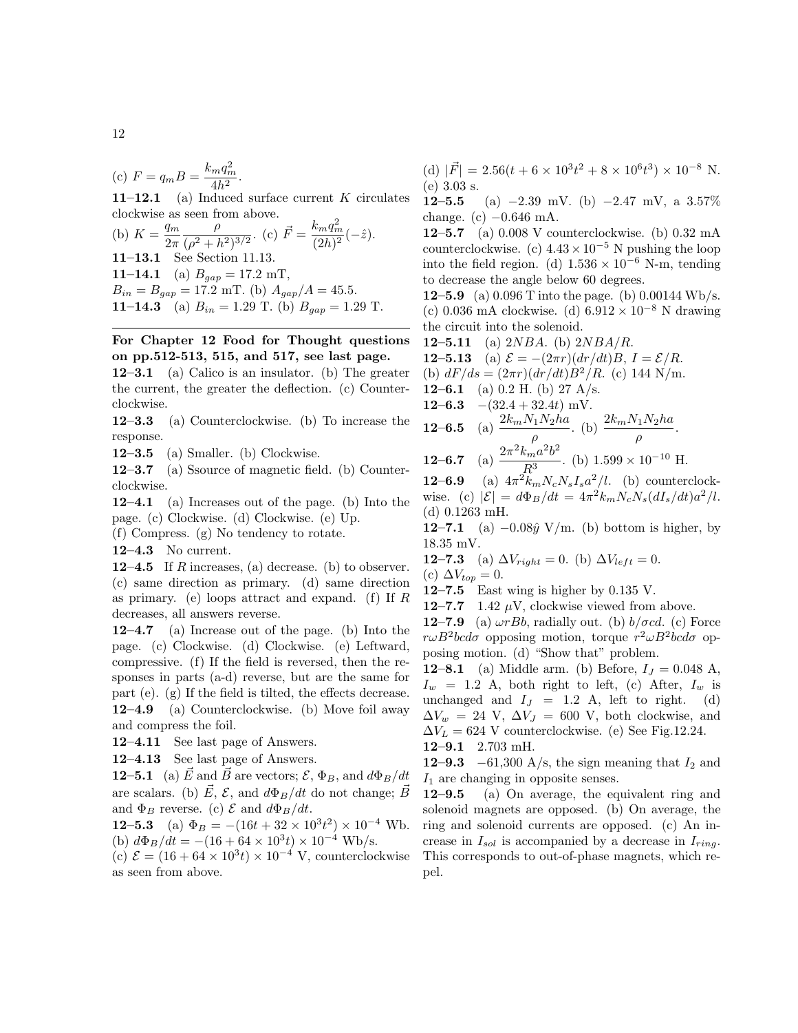(c) $F = q_m B = \dfrac{k_m q_m^2}{4h^2}$.

**11–12.1** (a) Induced surface current $K$ circulates clockwise as seen from above.
(b) $K = \dfrac{q_m}{2\pi}\dfrac{\rho}{(\rho^2+h^2)^{3/2}}$. (c) $\vec{F} = \dfrac{k_m q_m^2}{(2h)^2}(-\hat{z})$.

**11–13.1** See Section 11.13.

**11–14.1** (a) $B_{gap} = 17.2$ mT, $B_{in} = B_{gap} = 17.2$ mT. (b) $A_{gap}/A = 45.5$.

**11–14.3** (a) $B_{in} = 1.29$ T. (b) $B_{gap} = 1.29$ T.

---

**For Chapter 12 Food for Thought questions on pp.512-513, 515, and 517, see last page.**

**12–3.1** (a) Calico is an insulator. (b) The greater the current, the greater the deflection. (c) Counterclockwise.

**12–3.3** (a) Counterclockwise. (b) To increase the response.

**12–3.5** (a) Smaller. (b) Clockwise.

**12–3.7** (a) Ssource of magnetic field. (b) Counterclockwise.

**12–4.1** (a) Increases out of the page. (b) Into the page. (c) Clockwise. (d) Clockwise. (e) Up.
(f) Compress. (g) No tendency to rotate.

**12–4.3** No current.

**12–4.5** If $R$ increases, (a) decrease. (b) to observer. (c) same direction as primary. (d) same direction as primary. (e) loops attract and expand. (f) If $R$ decreases, all answers reverse.

**12–4.7** (a) Increase out of the page. (b) Into the page. (c) Clockwise. (d) Clockwise. (e) Leftward, compressive. (f) If the field is reversed, then the responses in parts (a-d) reverse, but are the same for part (e). (g) If the field is tilted, the effects decrease.

**12–4.9** (a) Counterclockwise. (b) Move foil away and compress the foil.

**12–4.11** See last page of Answers.

**12–4.13** See last page of Answers.

**12–5.1** (a) $\vec{E}$ and $\vec{B}$ are vectors; $\mathcal{E}$, $\Phi_B$, and $d\Phi_B/dt$ are scalars. (b) $\vec{E}$, $\mathcal{E}$, and $d\Phi_B/dt$ do not change; $\vec{B}$ and $\Phi_B$ reverse. (c) $\mathcal{E}$ and $d\Phi_B/dt$.

**12–5.3** (a) $\Phi_B = -(16t + 32\times 10^3 t^2)\times 10^{-4}$ Wb.
(b) $d\Phi_B/dt = -(16 + 64\times 10^3 t)\times 10^{-4}$ Wb/s.
(c) $\mathcal{E} = (16 + 64\times 10^3 t)\times 10^{-4}$ V, counterclockwise as seen from above.
(d) $|\vec{F}| = 2.56(t + 6\times 10^3 t^2 + 8\times 10^6 t^3)\times 10^{-8}$ N.
(e) 3.03 s.

**12–5.5** (a) $-2.39$ mV. (b) $-2.47$ mV, a 3.57% change. (c) $-0.646$ mA.

**12–5.7** (a) 0.008 V counterclockwise. (b) 0.32 mA counterclockwise. (c) $4.43\times 10^{-5}$ N pushing the loop into the field region. (d) $1.536\times 10^{-6}$ N-m, tending to decrease the angle below 60 degrees.

**12–5.9** (a) 0.096 T into the page. (b) 0.00144 Wb/s. (c) 0.036 mA clockwise. (d) $6.912\times 10^{-8}$ N drawing the circuit into the solenoid.

**12–5.11** (a) $2NBA$. (b) $2NBA/R$.

**12–5.13** (a) $\mathcal{E} = -(2\pi r)(dr/dt)B$, $I = \mathcal{E}/R$.
(b) $dF/ds = (2\pi r)(dr/dt)B^2/R$. (c) 144 N/m.

**12–6.1** (a) 0.2 H. (b) 27 A/s.

**12–6.3** $-(32.4 + 32.4t)$ mV.

**12–6.5** (a) $\dfrac{2k_m N_1 N_2 ha}{\rho}$. (b) $\dfrac{2k_m N_1 N_2 ha}{\rho}$.

**12–6.7** (a) $\dfrac{2\pi^2 k_m a^2 b^2}{R^3}$. (b) $1.599\times 10^{-10}$ H.

**12–6.9** (a) $4\pi^2 k_m N_c N_s I_s a^2/l$. (b) counterclockwise. (c) $|\mathcal{E}| = d\Phi_B/dt = 4\pi^2 k_m N_c N_s (dI_s/dt) a^2/l$.
(d) 0.1263 mH.

**12–7.1** (a) $-0.08\hat{y}$ V/m. (b) bottom is higher, by 18.35 mV.

**12–7.3** (a) $\Delta V_{right} = 0$. (b) $\Delta V_{left} = 0$.
(c) $\Delta V_{top} = 0$.

**12–7.5** East wing is higher by 0.135 V.

**12–7.7** 1.42 $\mu$V, clockwise viewed from above.

**12–7.9** (a) $\omega r B b$, radially out. (b) $b/\sigma cd$. (c) Force $r\omega B^2 bcd\sigma$ opposing motion, torque $r^2\omega B^2 bcd\sigma$ opposing motion. (d) "Show that" problem.

**12–8.1** (a) Middle arm. (b) Before, $I_J = 0.048$ A, $I_w = 1.2$ A, both right to left, (c) After, $I_w$ is unchanged and $I_J = 1.2$ A, left to right. (d) $\Delta V_w = 24$ V, $\Delta V_J = 600$ V, both clockwise, and $\Delta V_L = 624$ V counterclockwise. (e) See Fig.12.24.

**12–9.1** 2.703 mH.

**12–9.3** $-61{,}300$ A/s, the sign meaning that $I_2$ and $I_1$ are changing in opposite senses.

**12–9.5** (a) On average, the equivalent ring and solenoid magnets are opposed. (b) On average, the ring and solenoid currents are opposed. (c) An increase in $I_{sol}$ is accompanied by a decrease in $I_{ring}$. This corresponds to out-of-phase magnets, which repel.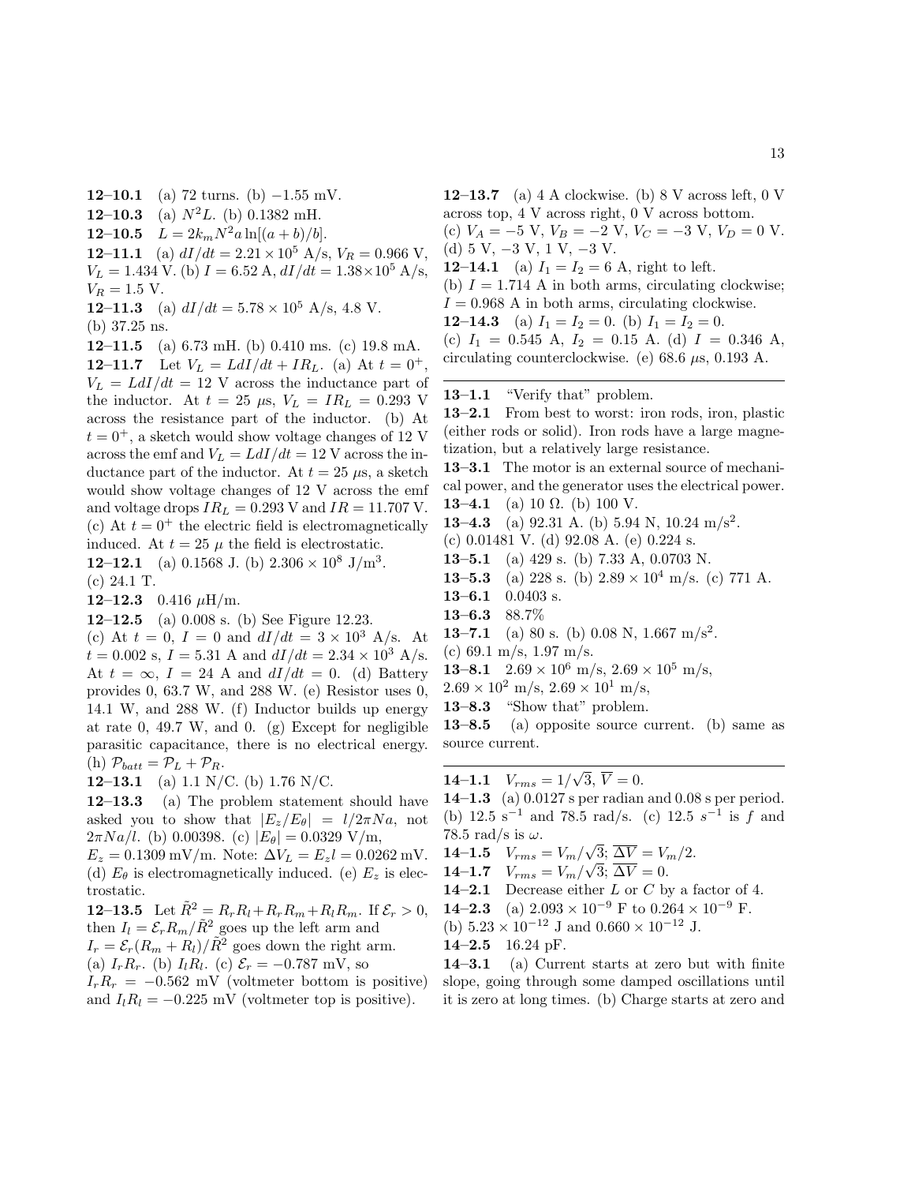**12–10.1** (a) 72 turns. (b) −1.55 mV.

**12–10.3** (a) $N^2L$. (b) 0.1382 mH.

**12–10.5** $L = 2k_m N^2 a \ln[(a+b)/b]$.

**12–11.1** (a) $dI/dt = 2.21 \times 10^5$ A/s, $V_R = 0.966$ V, $V_L = 1.434$ V. (b) $I = 6.52$ A, $dI/dt = 1.38 \times 10^5$ A/s, $V_R = 1.5$ V.

**12–11.3** (a) $dI/dt = 5.78 \times 10^5$ A/s, 4.8 V. (b) 37.25 ns.

**12–11.5** (a) 6.73 mH. (b) 0.410 ms. (c) 19.8 mA.

**12–11.7** Let $V_L = LdI/dt + IR_L$. (a) At $t = 0^+$, $V_L = LdI/dt = 12$ V across the inductance part of the inductor. At $t = 25$ $\mu$s, $V_L = IR_L = 0.293$ V across the resistance part of the inductor. (b) At $t = 0^+$, a sketch would show voltage changes of 12 V across the emf and $V_L = LdI/dt = 12$ V across the inductance part of the inductor. At $t = 25$ $\mu$s, a sketch would show voltage changes of 12 V across the emf and voltage drops $IR_L = 0.293$ V and $IR = 11.707$ V. (c) At $t = 0^+$ the electric field is electromagnetically induced. At $t = 25$ $\mu$ the field is electrostatic.

**12–12.1** (a) 0.1568 J. (b) $2.306 \times 10^8$ J/m$^3$. (c) 24.1 T.

**12–12.3** 0.416 $\mu$H/m.

**12–12.5** (a) 0.008 s. (b) See Figure 12.23. (c) At $t = 0$, $I = 0$ and $dI/dt = 3 \times 10^3$ A/s. At $t = 0.002$ s, $I = 5.31$ A and $dI/dt = 2.34 \times 10^3$ A/s. At $t = \infty$, $I = 24$ A and $dI/dt = 0$. (d) Battery provides 0, 63.7 W, and 288 W. (e) Resistor uses 0, 14.1 W, and 288 W. (f) Inductor builds up energy at rate 0, 49.7 W, and 0. (g) Except for negligible parasitic capacitance, there is no electrical energy. (h) $\mathcal{P}_{batt} = \mathcal{P}_L + \mathcal{P}_R$.

**12–13.1** (a) 1.1 N/C. (b) 1.76 N/C.

**12–13.3** (a) The problem statement should have asked you to show that $|E_z/E_\theta| = l/2\pi Na$, not $2\pi Na/l$. (b) 0.00398. (c) $|E_\theta| = 0.0329$ V/m, $E_z = 0.1309$ mV/m. Note: $\Delta V_L = E_z l = 0.0262$ mV. (d) $E_\theta$ is electromagnetically induced. (e) $E_z$ is electrostatic.

**12–13.5** Let $\tilde{R}^2 = R_rR_l + R_rR_m + R_lR_m$. If $\mathcal{E}_r > 0$, then $I_l = \mathcal{E}_r R_m/\tilde{R}^2$ goes up the left arm and $I_r = \mathcal{E}_r(R_m + R_l)/\tilde{R}^2$ goes down the right arm. (a) $I_rR_r$. (b) $I_lR_l$. (c) $\mathcal{E}_r = -0.787$ mV, so $I_rR_r = -0.562$ mV (voltmeter bottom is positive) and $I_lR_l = -0.225$ mV (voltmeter top is positive).

**12–13.7** (a) 4 A clockwise. (b) 8 V across left, 0 V across top, 4 V across right, 0 V across bottom. (c) $V_A = -5$ V, $V_B = -2$ V, $V_C = -3$ V, $V_D = 0$ V. (d) 5 V, −3 V, 1 V, −3 V.

**12–14.1** (a) $I_1 = I_2 = 6$ A, right to left. (b) $I = 1.714$ A in both arms, circulating clockwise; $I = 0.968$ A in both arms, circulating clockwise.

**12–14.3** (a) $I_1 = I_2 = 0$. (b) $I_1 = I_2 = 0$. (c) $I_1 = 0.545$ A, $I_2 = 0.15$ A. (d) $I = 0.346$ A, circulating counterclockwise. (e) 68.6 $\mu$s, 0.193 A.

---

**13–1.1** "Verify that" problem.

**13–2.1** From best to worst: iron rods, iron, plastic (either rods or solid). Iron rods have a large magnetization, but a relatively large resistance.

**13–3.1** The motor is an external source of mechanical power, and the generator uses the electrical power.

**13–4.1** (a) 10 Ω. (b) 100 V.

**13–4.3** (a) 92.31 A. (b) 5.94 N, 10.24 m/s$^2$. (c) 0.01481 V. (d) 92.08 A. (e) 0.224 s.

**13–5.1** (a) 429 s. (b) 7.33 A, 0.0703 N.

**13–5.3** (a) 228 s. (b) $2.89 \times 10^4$ m/s. (c) 771 A.

**13–6.1** 0.0403 s.

**13–6.3** 88.7%

**13–7.1** (a) 80 s. (b) 0.08 N, 1.667 m/s$^2$. (c) 69.1 m/s, 1.97 m/s.

**13–8.1** $2.69 \times 10^6$ m/s, $2.69 \times 10^5$ m/s, $2.69 \times 10^2$ m/s, $2.69 \times 10^1$ m/s,

**13–8.3** "Show that" problem.

**13–8.5** (a) opposite source current. (b) same as source current.

---

**14–1.1** $V_{rms} = 1/\sqrt{3}$, $\overline{V} = 0$.

**14–1.3** (a) 0.0127 s per radian and 0.08 s per period. (b) 12.5 s$^{-1}$ and 78.5 rad/s. (c) 12.5 $s^{-1}$ is $f$ and 78.5 rad/s is $\omega$.

**14–1.5** $V_{rms} = V_m/\sqrt{3}$; $\overline{\Delta V} = V_m/2$.

**14–1.7** $V_{rms} = V_m/\sqrt{3}$; $\overline{\Delta V} = 0$.

**14–2.1** Decrease either $L$ or $C$ by a factor of 4.

**14–2.3** (a) $2.093 \times 10^{-9}$ F to $0.264 \times 10^{-9}$ F. (b) $5.23 \times 10^{-12}$ J and $0.660 \times 10^{-12}$ J.

**14–2.5** 16.24 pF.

**14–3.1** (a) Current starts at zero but with finite slope, going through some damped oscillations until it is zero at long times. (b) Charge starts at zero and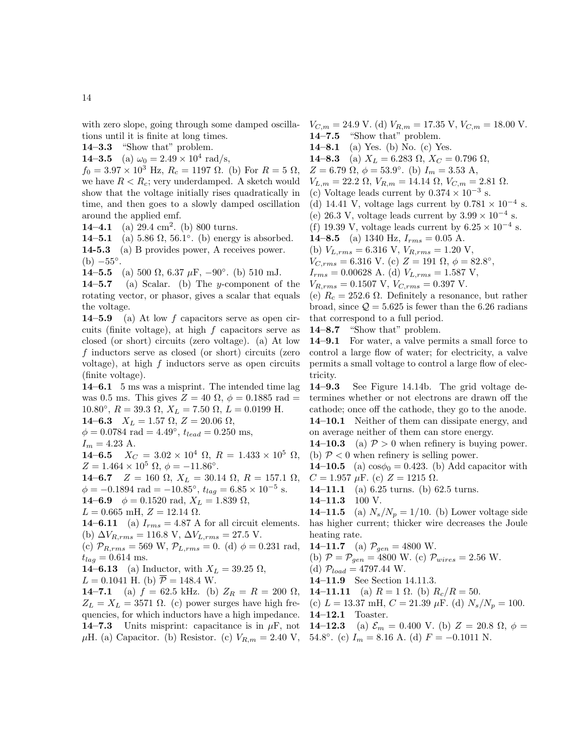with zero slope, going through some damped oscillations until it is finite at long times.

**14–3.3** "Show that" problem.

**14–3.5** (a) $\omega_0 = 2.49 \times 10^4$ rad/s, $f_0 = 3.97 \times 10^3$ Hz, $R_c = 1197\ \Omega$. (b) For $R = 5\ \Omega$, we have $R < R_c$; very underdamped. A sketch would show that the voltage initially rises quadratically in time, and then goes to a slowly damped oscillation around the applied emf.

**14–4.1** (a) 29.4 cm$^2$. (b) 800 turns.

**14–5.1** (a) 5.86 $\Omega$, 56.1°. (b) energy is absorbed.

**14-5.3** (a) B provides power, A receives power. (b) −55°.

**14–5.5** (a) 500 $\Omega$, 6.37 $\mu$F, −90°. (b) 510 mJ.

**14–5.7** (a) Scalar. (b) The $y$-component of the rotating vector, or phasor, gives a scalar that equals the voltage.

**14–5.9** (a) At low $f$ capacitors serve as open circuits (finite voltage), at high $f$ capacitors serve as closed (or short) circuits (zero voltage). (a) At low $f$ inductors serve as closed (or short) circuits (zero voltage), at high $f$ inductors serve as open circuits (finite voltage).

**14–6.1** 5 ms was a misprint. The intended time lag was 0.5 ms. This gives $Z = 40\ \Omega$, $\phi = 0.1885$ rad = 10.80°, $R = 39.3\ \Omega$, $X_L = 7.50\ \Omega$, $L = 0.0199$ H.

**14–6.3** $X_L = 1.57\ \Omega$, $Z = 20.06\ \Omega$, $\phi = 0.0784$ rad = 4.49°, $t_{lead} = 0.250$ ms, $I_m = 4.23$ A.

**14–6.5** $X_C = 3.02 \times 10^4\ \Omega$, $R = 1.433 \times 10^5\ \Omega$, $Z = 1.464 \times 10^5\ \Omega$, $\phi = -11.86°$.

**14–6.7** $Z = 160\ \Omega$, $X_L = 30.14\ \Omega$, $R = 157.1\ \Omega$, $\phi = -0.1894$ rad = −10.85°, $t_{lag} = 6.85 \times 10^{-5}$ s.

**14–6.9** $\phi = 0.1520$ rad, $X_L = 1.839\ \Omega$, $L = 0.665$ mH, $Z = 12.14\ \Omega$.

**14–6.11** (a) $I_{rms} = 4.87$ A for all circuit elements. (b) $\Delta V_{R,rms} = 116.8$ V, $\Delta V_{L,rms} = 27.5$ V. (c) $\mathcal{P}_{R,rms} = 569$ W, $\mathcal{P}_{L,rms} = 0$. (d) $\phi = 0.231$ rad, $t_{lag} = 0.614$ ms.

**14–6.13** (a) Inductor, with $X_L = 39.25\ \Omega$, $L = 0.1041$ H. (b) $\overline{\mathcal{P}} = 148.4$ W.

**14–7.1** (a) $f = 62.5$ kHz. (b) $Z_R = R = 200\ \Omega$, $Z_L = X_L = 3571\ \Omega$. (c) power surges have high frequencies, for which inductors have a high impedance.

**14–7.3** Units misprint: capacitance is in $\mu$F, not $\mu$H. (a) Capacitor. (b) Resistor. (c) $V_{R,m} = 2.40$ V, $V_{C,m} = 24.9$ V. (d) $V_{R,m} = 17.35$ V, $V_{C,m} = 18.00$ V.

**14–7.5** "Show that" problem.

**14–8.1** (a) Yes. (b) No. (c) Yes.

**14–8.3** (a) $X_L = 6.283\ \Omega$, $X_C = 0.796\ \Omega$, $Z = 6.79\ \Omega$, $\phi = 53.9°$. (b) $I_m = 3.53$ A, $V_{L,m} = 22.2\ \Omega$, $V_{R,m} = 14.14\ \Omega$, $V_{C,m} = 2.81\ \Omega$. (c) Voltage leads current by $0.374 \times 10^{-3}$ s. (d) 14.41 V, voltage lags current by $0.781 \times 10^{-4}$ s. (e) 26.3 V, voltage leads current by $3.99 \times 10^{-4}$ s. (f) 19.39 V, voltage leads current by $6.25 \times 10^{-4}$ s.

**14–8.5** (a) 1340 Hz, $I_{rms} = 0.05$ A. (b) $V_{L,rms} = 6.316$ V, $V_{R,rms} = 1.20$ V, $V_{C,rms} = 6.316$ V. (c) $Z = 191\ \Omega$, $\phi = 82.8°$, $I_{rms} = 0.00628$ A. (d) $V_{L,rms} = 1.587$ V, $V_{R,rms} = 0.1507$ V, $V_{C,rms} = 0.397$ V. (e) $R_c = 252.6\ \Omega$. Definitely a resonance, but rather broad, since $\mathcal{Q} = 5.625$ is fewer than the 6.26 radians that correspond to a full period.

**14–8.7** "Show that" problem.

**14–9.1** For water, a valve permits a small force to control a large flow of water; for electricity, a valve permits a small voltage to control a large flow of electricity.

**14–9.3** See Figure 14.14b. The grid voltage determines whether or not electrons are drawn off the cathode; once off the cathode, they go to the anode.

**14–10.1** Neither of them can dissipate energy, and on average neither of them can store energy.

**14–10.3** (a) $\mathcal{P} > 0$ when refinery is buying power. (b) $\mathcal{P} < 0$ when refinery is selling power.

**14–10.5** (a) $\cos\phi_0 = 0.423$. (b) Add capacitor with $C = 1.957\ \mu$F. (c) $Z = 1215\ \Omega$.

**14–11.1** (a) 6.25 turns. (b) 62.5 turns.

**14–11.3** 100 V.

**14–11.5** (a) $N_s/N_p = 1/10$. (b) Lower voltage side has higher current; thicker wire decreases the Joule heating rate.

**14–11.7** (a) $\mathcal{P}_{gen} = 4800$ W. (b) $\mathcal{P} = \mathcal{P}_{gen} = 4800$ W. (c) $\mathcal{P}_{wires} = 2.56$ W. (d) $\mathcal{P}_{load} = 4797.44$ W.

**14–11.9** See Section 14.11.3.

**14–11.11** (a) $R = 1\ \Omega$. (b) $R_c/R = 50$. (c) $L = 13.37$ mH, $C = 21.39\ \mu$F. (d) $N_s/N_p = 100$.

**14–12.1** Toaster.

**14–12.3** (a) $\mathcal{E}_m = 0.400$ V. (b) $Z = 20.8\ \Omega$, $\phi = 54.8°$. (c) $I_m = 8.16$ A. (d) $F = -0.1011$ N.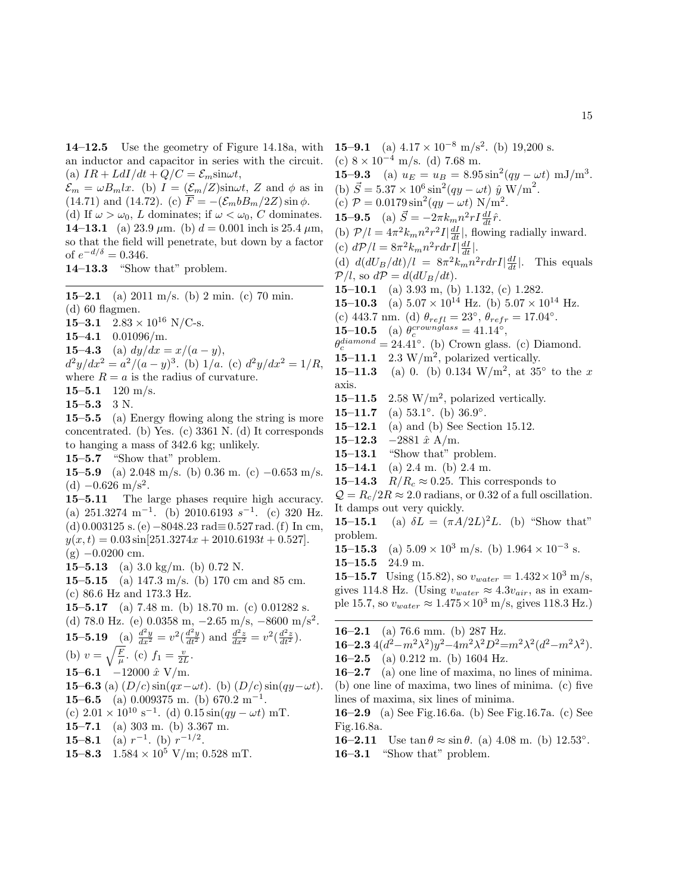**14–12.5** Use the geometry of Figure 14.18a, with an inductor and capacitor in series with the circuit. (a) $IR + LdI/dt + Q/C = \mathcal{E}_m \sin\omega t$, $\mathcal{E}_m = \omega B_m lx$. (b) $I = (\mathcal{E}_m/Z)\sin\omega t$, $Z$ and $\phi$ as in (14.71) and (14.72). (c) $\overline{F} = -(\mathcal{E}_m b B_m/2Z)\sin\phi$. (d) If $\omega > \omega_0$, $L$ dominates; if $\omega < \omega_0$, $C$ dominates.

**14–13.1** (a) 23.9 $\mu$m. (b) $d = 0.001$ inch is 25.4 $\mu$m, so that the field will penetrate, but down by a factor of $e^{-d/\delta} = 0.346$.

**14–13.3** "Show that" problem.

---

**15–2.1** (a) 2011 m/s. (b) 2 min. (c) 70 min. (d) 60 flagmen.

**15–3.1** $2.83 \times 10^{16}$ N/C-s.

**15–4.1** 0.01096/m.

**15–4.3** (a) $dy/dx = x/(a-y)$, $d^2y/dx^2 = a^2/(a-y)^3$. (b) $1/a$. (c) $d^2y/dx^2 = 1/R$, where $R = a$ is the radius of curvature.

**15–5.1** 120 m/s.

**15–5.3** 3 N.

**15–5.5** (a) Energy flowing along the string is more concentrated. (b) Yes. (c) 3361 N. (d) It corresponds to hanging a mass of 342.6 kg; unlikely.

**15–5.7** "Show that" problem.

**15–5.9** (a) 2.048 m/s. (b) 0.36 m. (c) $-0.653$ m/s. (d) $-0.626$ m/s$^2$.

**15–5.11** The large phases require high accuracy. (a) 251.3274 m$^{-1}$. (b) 2010.6193 $s^{-1}$. (c) 320 Hz. (d) 0.003125 s. (e) $-8048.23$ rad$\equiv$0.527 rad. (f) In cm, $y(x,t) = 0.03\sin[251.3274x + 2010.6193t + 0.527]$. (g) $-0.0200$ cm.

**15–5.13** (a) 3.0 kg/m. (b) 0.72 N.

**15–5.15** (a) 147.3 m/s. (b) 170 cm and 85 cm. (c) 86.6 Hz and 173.3 Hz.

**15–5.17** (a) 7.48 m. (b) 18.70 m. (c) 0.01282 s. (d) 78.0 Hz. (e) 0.0358 m, $-2.65$ m/s, $-8600$ m/s$^2$.

**15–5.19** (a) $\frac{d^2y}{dx^2} = v^2(\frac{d^2y}{dt^2})$ and $\frac{d^2z}{dx^2} = v^2(\frac{d^2z}{dt^2})$. (b) $v = \sqrt{\frac{F}{\mu}}$. (c) $f_1 = \frac{v}{2L}$.

**15–6.1** $-12000\ \hat{x}$ V/m.

**15–6.3** (a) $(D/c)\sin(qx-\omega t)$. (b) $(D/c)\sin(qy-\omega t)$.

**15–6.5** (a) 0.009375 m. (b) 670.2 m$^{-1}$. (c) $2.01 \times 10^{10}$ s$^{-1}$. (d) $0.15\sin(qy-\omega t)$ mT.

**15–7.1** (a) 303 m. (b) 3.367 m.

**15–8.1** (a) $r^{-1}$. (b) $r^{-1/2}$.

**15–8.3** $1.584 \times 10^5$ V/m; 0.528 mT.

**15–9.1** (a) $4.17 \times 10^{-8}$ m/s$^2$. (b) 19,200 s. (c) $8 \times 10^{-4}$ m/s. (d) 7.68 m.

**15–9.3** (a) $u_E = u_B = 8.95\sin^2(qy-\omega t)$ mJ/m$^3$. (b) $\vec{S} = 5.37 \times 10^6 \sin^2(qy-\omega t)\ \hat{y}$ W/m$^2$. (c) $\mathcal{P} = 0.0179\sin^2(qy-\omega t)$ N/m$^2$.

**15–9.5** (a) $\vec{S} = -2\pi k_m n^2 rI\frac{dI}{dt}\hat{r}$. (b) $\mathcal{P}/l = 4\pi^2 k_m n^2 r^2 I|\frac{dI}{dt}|$, flowing radially inward. (c) $d\mathcal{P}/l = 8\pi^2 k_m n^2 r dr I|\frac{dI}{dt}|$. (d) $d(dU_B/dt)/l = 8\pi^2 k_m n^2 r dr I|\frac{dI}{dt}|$. This equals $\mathcal{P}/l$, so $d\mathcal{P} = d(dU_B/dt)$.

**15–10.1** (a) 3.93 m, (b) 1.132, (c) 1.282.

**15–10.3** (a) $5.07 \times 10^{14}$ Hz. (b) $5.07 \times 10^{14}$ Hz. (c) 443.7 nm. (d) $\theta_{refl} = 23°$, $\theta_{refr} = 17.04°$.

**15–10.5** (a) $\theta_c^{crownglass} = 41.14°$, $\theta_c^{diamond} = 24.41°$. (b) Crown glass. (c) Diamond.

**15–11.1** 2.3 W/m$^2$, polarized vertically.

**15–11.3** (a) 0. (b) 0.134 W/m$^2$, at 35° to the $x$ axis.

**15–11.5** 2.58 W/m$^2$, polarized vertically.

**15–11.7** (a) 53.1°. (b) 36.9°.

**15–12.1** (a) and (b) See Section 15.12.

**15–12.3** $-2881\ \hat{x}$ A/m.

**15–13.1** "Show that" problem.

**15–14.1** (a) 2.4 m. (b) 2.4 m.

**15–14.3** $R/R_c \approx 0.25$. This corresponds to $\mathcal{Q} = R_c/2R \approx 2.0$ radians, or 0.32 of a full oscillation. It damps out very quickly.

**15–15.1** (a) $\delta L = (\pi A/2L)^2 L$. (b) "Show that" problem.

**15–15.3** (a) $5.09 \times 10^3$ m/s. (b) $1.964 \times 10^{-3}$ s.

**15–15.5** 24.9 m.

**15–15.7** Using (15.82), so $v_{water} = 1.432 \times 10^3$ m/s, gives 114.8 Hz. (Using $v_{water} \approx 4.3v_{air}$, as in example 15.7, so $v_{water} \approx 1.475 \times 10^3$ m/s, gives 118.3 Hz.)

---

**16–2.1** (a) 76.6 mm. (b) 287 Hz.

**16–2.3** $4(d^2 - m^2\lambda^2)y^2 - 4m^2\lambda^2 D^2 = m^2\lambda^2(d^2 - m^2\lambda^2)$.

**16–2.5** (a) 0.212 m. (b) 1604 Hz.

**16–2.7** (a) one line of maxima, no lines of minima. (b) one line of maxima, two lines of minima. (c) five lines of maxima, six lines of minima.

**16–2.9** (a) See Fig.16.6a. (b) See Fig.16.7a. (c) See Fig.16.8a.

**16–2.11** Use $\tan\theta \approx \sin\theta$. (a) 4.08 m. (b) 12.53°.

**16–3.1** "Show that" problem.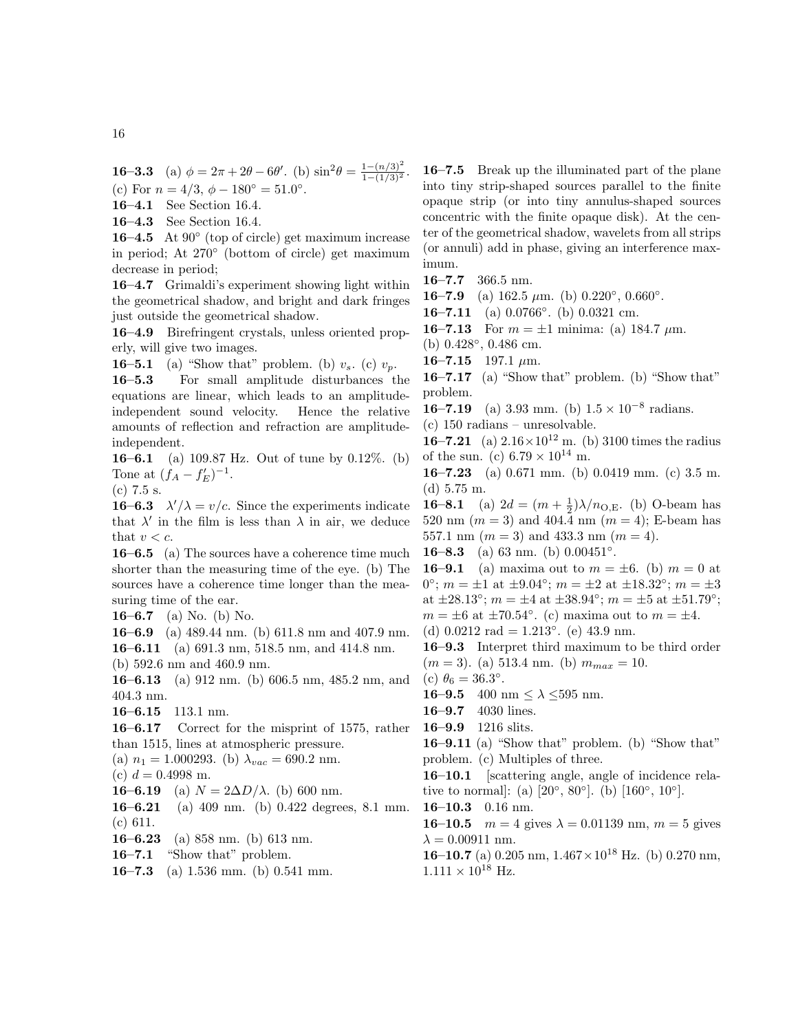**16–3.3** (a) $\phi = 2\pi + 2\theta - 6\theta'$. (b) $\sin^2\theta = \frac{1-(n/3)^2}{1-(1/3)^2}$. (c) For $n = 4/3$, $\phi - 180° = 51.0°$.

**16–4.1** See Section 16.4.

**16–4.3** See Section 16.4.

**16–4.5** At 90° (top of circle) get maximum increase in period; At 270° (bottom of circle) get maximum decrease in period;

**16–4.7** Grimaldi's experiment showing light within the geometrical shadow, and bright and dark fringes just outside the geometrical shadow.

**16–4.9** Birefringent crystals, unless oriented properly, will give two images.

**16–5.1** (a) "Show that" problem. (b) $v_s$. (c) $v_p$.

**16–5.3** For small amplitude disturbances the equations are linear, which leads to an amplitude-independent sound velocity. Hence the relative amounts of reflection and refraction are amplitude-independent.

**16–6.1** (a) 109.87 Hz. Out of tune by 0.12%. (b) Tone at $(f_A - f'_E)^{-1}$.
(c) 7.5 s.

**16–6.3** $\lambda'/\lambda = v/c$. Since the experiments indicate that $\lambda'$ in the film is less than $\lambda$ in air, we deduce that $v < c$.

**16–6.5** (a) The sources have a coherence time much shorter than the measuring time of the eye. (b) The sources have a coherence time longer than the measuring time of the ear.

**16–6.7** (a) No. (b) No.

**16–6.9** (a) 489.44 nm. (b) 611.8 nm and 407.9 nm.

**16–6.11** (a) 691.3 nm, 518.5 nm, and 414.8 nm.
(b) 592.6 nm and 460.9 nm.

**16–6.13** (a) 912 nm. (b) 606.5 nm, 485.2 nm, and 404.3 nm.

**16–6.15** 113.1 nm.

**16–6.17** Correct for the misprint of 1575, rather than 1515, lines at atmospheric pressure.
(a) $n_1 = 1.000293$. (b) $\lambda_{vac} = 690.2$ nm.
(c) $d = 0.4998$ m.

**16–6.19** (a) $N = 2\Delta D/\lambda$. (b) 600 nm.

**16–6.21** (a) 409 nm. (b) 0.422 degrees, 8.1 mm.
(c) 611.

**16–6.23** (a) 858 nm. (b) 613 nm.

**16–7.1** "Show that" problem.

**16–7.3** (a) 1.536 mm. (b) 0.541 mm.

**16–7.5** Break up the illuminated part of the plane into tiny strip-shaped sources parallel to the finite opaque strip (or into tiny annulus-shaped sources concentric with the finite opaque disk). At the center of the geometrical shadow, wavelets from all strips (or annuli) add in phase, giving an interference maximum.

**16–7.7** 366.5 nm.

**16–7.9** (a) 162.5 μm. (b) 0.220°, 0.660°.

**16–7.11** (a) 0.0766°. (b) 0.0321 cm.

**16–7.13** For $m = \pm 1$ minima: (a) 184.7 μm.
(b) 0.428°, 0.486 cm.

**16–7.15** 197.1 μm.

**16–7.17** (a) "Show that" problem. (b) "Show that" problem.

**16–7.19** (a) 3.93 mm. (b) $1.5 \times 10^{-8}$ radians.
(c) 150 radians – unresolvable.

**16–7.21** (a) $2.16 \times 10^{12}$ m. (b) 3100 times the radius of the sun. (c) $6.79 \times 10^{14}$ m.

**16–7.23** (a) 0.671 mm. (b) 0.0419 mm. (c) 3.5 m.
(d) 5.75 m.

**16–8.1** (a) $2d = (m + \frac{1}{2})\lambda/n_{\mathrm{O,E}}$. (b) O-beam has 520 nm ($m = 3$) and 404.4 nm ($m = 4$); E-beam has 557.1 nm ($m = 3$) and 433.3 nm ($m = 4$).

**16–8.3** (a) 63 nm. (b) 0.00451°.

**16–9.1** (a) maxima out to $m = \pm 6$. (b) $m = 0$ at 0°; $m = \pm 1$ at ±9.04°; $m = \pm 2$ at ±18.32°; $m = \pm 3$ at ±28.13°; $m = \pm 4$ at ±38.94°; $m = \pm 5$ at ±51.79°; $m = \pm 6$ at ±70.54°. (c) maxima out to $m = \pm 4$.
(d) 0.0212 rad = 1.213°. (e) 43.9 nm.

**16–9.3** Interpret third maximum to be third order ($m = 3$). (a) 513.4 nm. (b) $m_{max} = 10$.
(c) $\theta_6 = 36.3°$.

**16–9.5** 400 nm ≤ λ ≤595 nm.

**16–9.7** 4030 lines.

**16–9.9** 1216 slits.

**16–9.11** (a) "Show that" problem. (b) "Show that" problem. (c) Multiples of three.

**16–10.1** [scattering angle, angle of incidence relative to normal]: (a) [20°, 80°]. (b) [160°, 10°].

**16–10.3** 0.16 nm.

**16–10.5** $m = 4$ gives $\lambda = 0.01139$ nm, $m = 5$ gives $\lambda = 0.00911$ nm.

**16–10.7** (a) 0.205 nm, $1.467 \times 10^{18}$ Hz. (b) 0.270 nm, $1.111 \times 10^{18}$ Hz.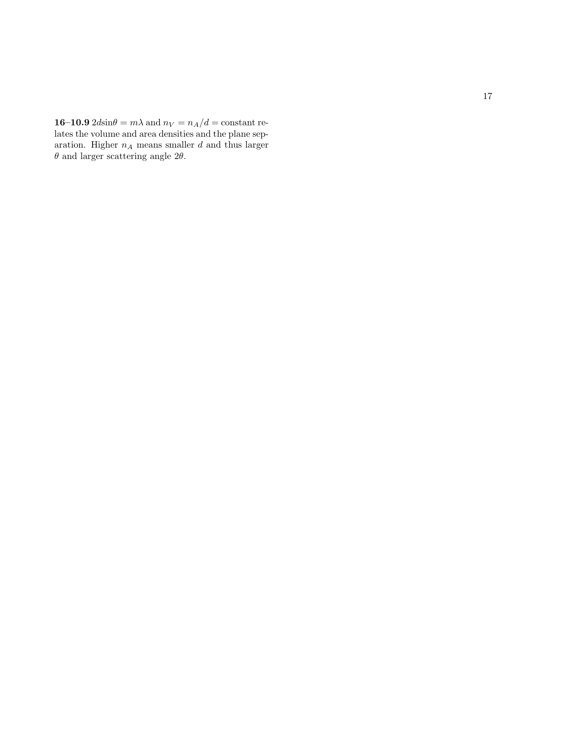**16–10.9** $2d\sin\theta = m\lambda$ and $n_V = n_A/d =$ constant relates the volume and area densities and the plane separation. Higher $n_A$ means smaller $d$ and thus larger $\theta$ and larger scattering angle $2\theta$.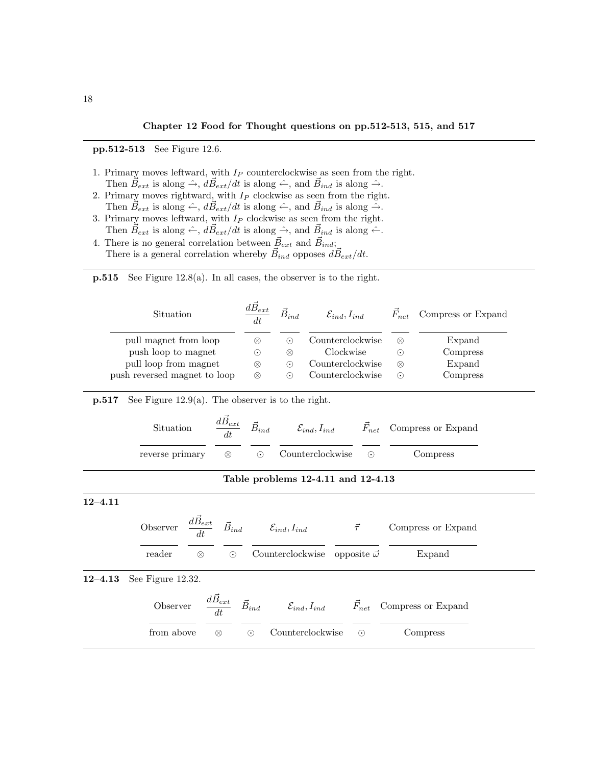**Chapter 12 Food for Thought questions on pp.512-513, 515, and 517**

---

**pp.512-513** See Figure 12.6.

1. Primary moves leftward, with $I_P$ counterclockwise as seen from the right.
   Then $\vec{B}_{ext}$ is along $\hat{\rightarrow}$, $d\vec{B}_{ext}/dt$ is along $\hat{\leftarrow}$, and $\vec{B}_{ind}$ is along $\hat{\rightarrow}$.
2. Primary moves rightward, with $I_P$ clockwise as seen from the right.
   Then $\vec{B}_{ext}$ is along $\hat{\leftarrow}$, $d\vec{B}_{ext}/dt$ is along $\hat{\leftarrow}$, and $\vec{B}_{ind}$ is along $\hat{\rightarrow}$.
3. Primary moves leftward, with $I_P$ clockwise as seen from the right.
   Then $\vec{B}_{ext}$ is along $\hat{\leftarrow}$, $d\vec{B}_{ext}/dt$ is along $\hat{\rightarrow}$, and $\vec{B}_{ind}$ is along $\hat{\leftarrow}$.
4. There is no general correlation between $\vec{B}_{ext}$ and $\vec{B}_{ind}$;
   There is a general correlation whereby $\vec{B}_{ind}$ opposes $d\vec{B}_{ext}/dt$.

---

**p.515** See Figure 12.8(a). In all cases, the observer is to the right.

| Situation | $\frac{d\vec{B}_{ext}}{dt}$ | $\vec{B}_{ind}$ | $\mathcal{E}_{ind}, I_{ind}$ | $\vec{F}_{net}$ | Compress or Expand |
|---|---|---|---|---|---|
| pull magnet from loop | $\otimes$ | $\odot$ | Counterclockwise | $\otimes$ | Expand |
| push loop to magnet | $\odot$ | $\otimes$ | Clockwise | $\odot$ | Compress |
| pull loop from magnet | $\otimes$ | $\odot$ | Counterclockwise | $\otimes$ | Expand |
| push reversed magnet to loop | $\otimes$ | $\odot$ | Counterclockwise | $\odot$ | Compress |

---

**p.517** See Figure 12.9(a). The observer is to the right.

| Situation | $\frac{d\vec{B}_{ext}}{dt}$ | $\vec{B}_{ind}$ | $\mathcal{E}_{ind}, I_{ind}$ | $\vec{F}_{net}$ | Compress or Expand |
|---|---|---|---|---|---|
| reverse primary | $\otimes$ | $\odot$ | Counterclockwise | $\odot$ | Compress |

---

**Table problems 12-4.11 and 12-4.13**

---

**12–4.11**

| Observer | $\frac{d\vec{B}_{ext}}{dt}$ | $\vec{B}_{ind}$ | $\mathcal{E}_{ind}, I_{ind}$ | $\vec{\tau}$ | Compress or Expand |
|---|---|---|---|---|---|
| reader | $\otimes$ | $\odot$ | Counterclockwise | opposite $\vec{\omega}$ | Expand |

---

**12–4.13** See Figure 12.32.

| Observer | $\frac{d\vec{B}_{ext}}{dt}$ | $\vec{B}_{ind}$ | $\mathcal{E}_{ind}, I_{ind}$ | $\vec{F}_{net}$ | Compress or Expand |
|---|---|---|---|---|---|
| from above | $\otimes$ | $\odot$ | Counterclockwise | $\odot$ | Compress |